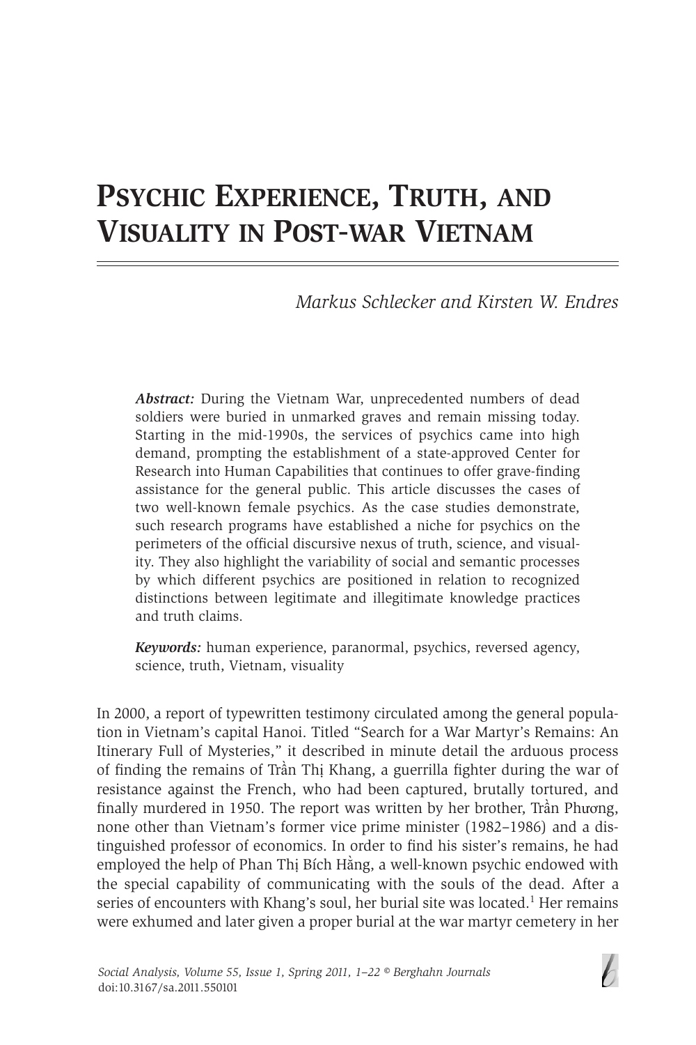# Psychic Experience, Truth, and Visuality in Post-war Vietnam

*Markus Schlecker and Kirsten W. Endres*

***Abstract:*** During the Vietnam War, unprecedented numbers of dead soldiers were buried in unmarked graves and remain missing today. Starting in the mid-1990s, the services of psychics came into high demand, prompting the establishment of a state-approved Center for Research into Human Capabilities that continues to offer grave-finding assistance for the general public. This article discusses the cases of two well-known female psychics. As the case studies demonstrate, such research programs have established a niche for psychics on the perimeters of the official discursive nexus of truth, science, and visuality. They also highlight the variability of social and semantic processes by which different psychics are positioned in relation to recognized distinctions between legitimate and illegitimate knowledge practices and truth claims.

***Keywords:*** human experience, paranormal, psychics, reversed agency, science, truth, Vietnam, visuality

In 2000, a report of typewritten testimony circulated among the general population in Vietnam's capital Hanoi. Titled "Search for a War Martyr's Remains: An Itinerary Full of Mysteries," it described in minute detail the arduous process of finding the remains of Trần Thị Khang, a guerrilla fighter during the war of resistance against the French, who had been captured, brutally tortured, and finally murdered in 1950. The report was written by her brother, Trần Phương, none other than Vietnam's former vice prime minister (1982–1986) and a distinguished professor of economics. In order to find his sister's remains, he had employed the help of Phan Thị Bích Hằng, a well-known psychic endowed with the special capability of communicating with the souls of the dead. After a series of encounters with Khang's soul, her burial site was located.[1] Her remains were exhumed and later given a proper burial at the war martyr cemetery in her

*Social Analysis, Volume 55, Issue 1, Spring 2011, 1–22 © Berghahn Journals*
doi:10.3167/sa.2011.550101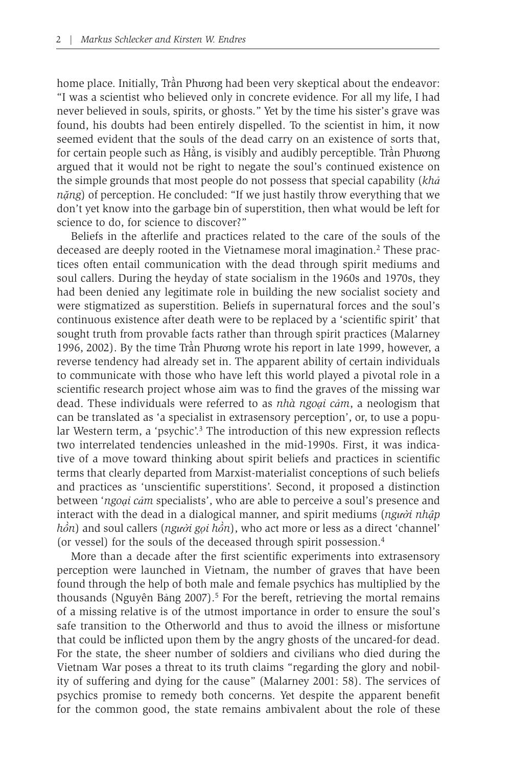home place. Initially, Trần Phương had been very skeptical about the endeavor: "I was a scientist who believed only in concrete evidence. For all my life, I had never believed in souls, spirits, or ghosts." Yet by the time his sister's grave was found, his doubts had been entirely dispelled. To the scientist in him, it now seemed evident that the souls of the dead carry on an existence of sorts that, for certain people such as Hằng, is visibly and audibly perceptible. Trần Phương argued that it would not be right to negate the soul's continued existence on the simple grounds that most people do not possess that special capability (*khả năng*) of perception. He concluded: "If we just hastily throw everything that we don't yet know into the garbage bin of superstition, then what would be left for science to do, for science to discover?"

Beliefs in the afterlife and practices related to the care of the souls of the deceased are deeply rooted in the Vietnamese moral imagination.[2] These practices often entail communication with the dead through spirit mediums and soul callers. During the heyday of state socialism in the 1960s and 1970s, they had been denied any legitimate role in building the new socialist society and were stigmatized as superstition. Beliefs in supernatural forces and the soul's continuous existence after death were to be replaced by a 'scientific spirit' that sought truth from provable facts rather than through spirit practices (Malarney 1996, 2002). By the time Trần Phương wrote his report in late 1999, however, a reverse tendency had already set in. The apparent ability of certain individuals to communicate with those who have left this world played a pivotal role in a scientific research project whose aim was to find the graves of the missing war dead. These individuals were referred to as *nhà ngoại cảm*, a neologism that can be translated as 'a specialist in extrasensory perception', or, to use a popular Western term, a 'psychic'.[3] The introduction of this new expression reflects two interrelated tendencies unleashed in the mid-1990s. First, it was indicative of a move toward thinking about spirit beliefs and practices in scientific terms that clearly departed from Marxist-materialist conceptions of such beliefs and practices as 'unscientific superstitions'. Second, it proposed a distinction between '*ngoại cảm* specialists', who are able to perceive a soul's presence and interact with the dead in a dialogical manner, and spirit mediums (*người nhập hồn*) and soul callers (*người gọi hồn*), who act more or less as a direct 'channel' (or vessel) for the souls of the deceased through spirit possession.[4]

More than a decade after the first scientific experiments into extrasensory perception were launched in Vietnam, the number of graves that have been found through the help of both male and female psychics has multiplied by the thousands (Nguyên Bảng 2007).[5] For the bereft, retrieving the mortal remains of a missing relative is of the utmost importance in order to ensure the soul's safe transition to the Otherworld and thus to avoid the illness or misfortune that could be inflicted upon them by the angry ghosts of the uncared-for dead. For the state, the sheer number of soldiers and civilians who died during the Vietnam War poses a threat to its truth claims "regarding the glory and nobility of suffering and dying for the cause" (Malarney 2001: 58). The services of psychics promise to remedy both concerns. Yet despite the apparent benefit for the common good, the state remains ambivalent about the role of these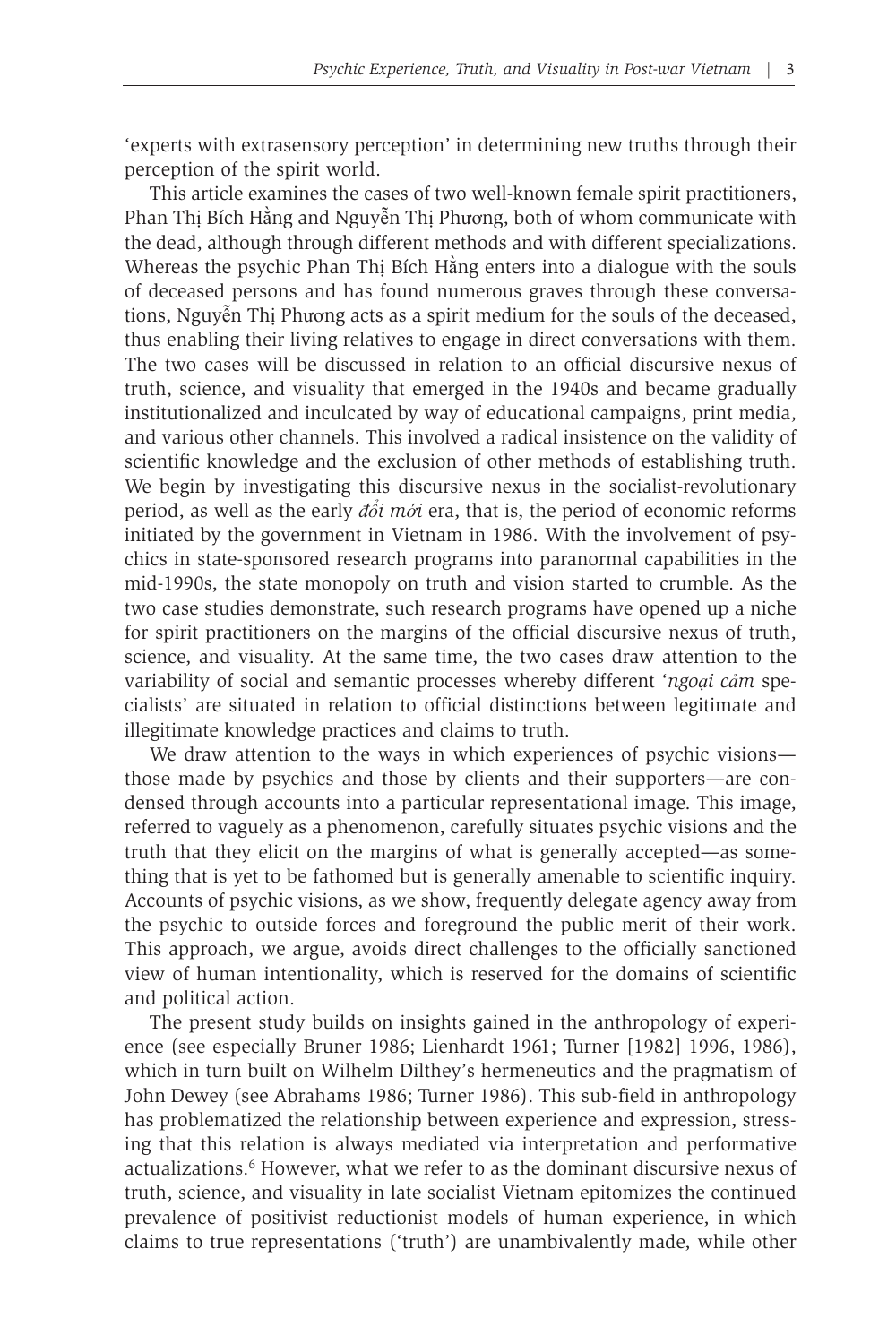'experts with extrasensory perception' in determining new truths through their perception of the spirit world.

This article examines the cases of two well-known female spirit practitioners, Phan Thị Bích Hằng and Nguyễn Thị Phương, both of whom communicate with the dead, although through different methods and with different specializations. Whereas the psychic Phan Thị Bích Hằng enters into a dialogue with the souls of deceased persons and has found numerous graves through these conversations, Nguyễn Thị Phương acts as a spirit medium for the souls of the deceased, thus enabling their living relatives to engage in direct conversations with them. The two cases will be discussed in relation to an official discursive nexus of truth, science, and visuality that emerged in the 1940s and became gradually institutionalized and inculcated by way of educational campaigns, print media, and various other channels. This involved a radical insistence on the validity of scientific knowledge and the exclusion of other methods of establishing truth. We begin by investigating this discursive nexus in the socialist-revolutionary period, as well as the early *đổi mới* era, that is, the period of economic reforms initiated by the government in Vietnam in 1986. With the involvement of psychics in state-sponsored research programs into paranormal capabilities in the mid-1990s, the state monopoly on truth and vision started to crumble. As the two case studies demonstrate, such research programs have opened up a niche for spirit practitioners on the margins of the official discursive nexus of truth, science, and visuality. At the same time, the two cases draw attention to the variability of social and semantic processes whereby different '*ngoại cảm* specialists' are situated in relation to official distinctions between legitimate and illegitimate knowledge practices and claims to truth.

We draw attention to the ways in which experiences of psychic visions—those made by psychics and those by clients and their supporters—are condensed through accounts into a particular representational image. This image, referred to vaguely as a phenomenon, carefully situates psychic visions and the truth that they elicit on the margins of what is generally accepted—as something that is yet to be fathomed but is generally amenable to scientific inquiry. Accounts of psychic visions, as we show, frequently delegate agency away from the psychic to outside forces and foreground the public merit of their work. This approach, we argue, avoids direct challenges to the officially sanctioned view of human intentionality, which is reserved for the domains of scientific and political action.

The present study builds on insights gained in the anthropology of experience (see especially Bruner 1986; Lienhardt 1961; Turner [1982] 1996, 1986), which in turn built on Wilhelm Dilthey's hermeneutics and the pragmatism of John Dewey (see Abrahams 1986; Turner 1986). This sub-field in anthropology has problematized the relationship between experience and expression, stressing that this relation is always mediated via interpretation and performative actualizations.[6] However, what we refer to as the dominant discursive nexus of truth, science, and visuality in late socialist Vietnam epitomizes the continued prevalence of positivist reductionist models of human experience, in which claims to true representations ('truth') are unambivalently made, while other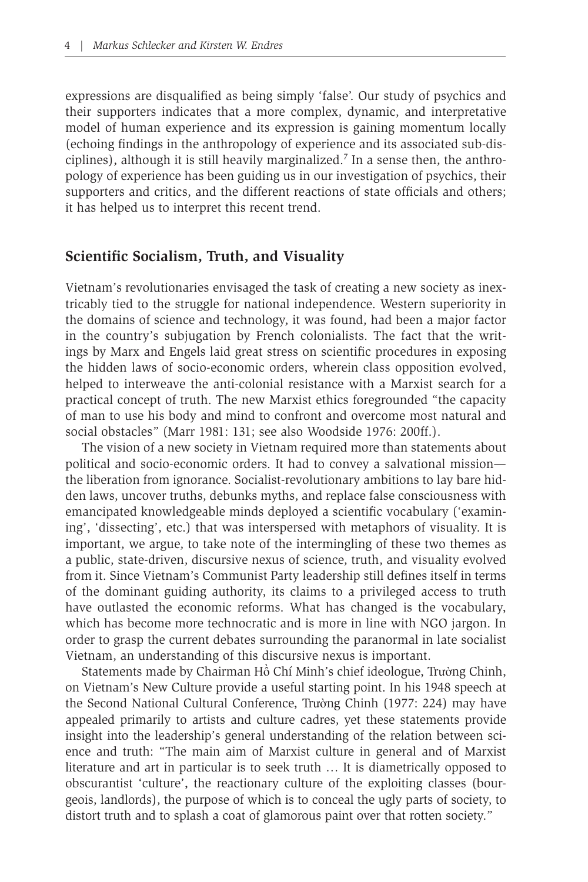expressions are disqualified as being simply 'false'. Our study of psychics and their supporters indicates that a more complex, dynamic, and interpretative model of human experience and its expression is gaining momentum locally (echoing findings in the anthropology of experience and its associated sub-disciplines), although it is still heavily marginalized.[7] In a sense then, the anthropology of experience has been guiding us in our investigation of psychics, their supporters and critics, and the different reactions of state officials and others; it has helped us to interpret this recent trend.

## Scientific Socialism, Truth, and Visuality

Vietnam's revolutionaries envisaged the task of creating a new society as inextricably tied to the struggle for national independence. Western superiority in the domains of science and technology, it was found, had been a major factor in the country's subjugation by French colonialists. The fact that the writings by Marx and Engels laid great stress on scientific procedures in exposing the hidden laws of socio-economic orders, wherein class opposition evolved, helped to interweave the anti-colonial resistance with a Marxist search for a practical concept of truth. The new Marxist ethics foregrounded "the capacity of man to use his body and mind to confront and overcome most natural and social obstacles" (Marr 1981: 131; see also Woodside 1976: 200ff.).

The vision of a new society in Vietnam required more than statements about political and socio-economic orders. It had to convey a salvational mission—the liberation from ignorance. Socialist-revolutionary ambitions to lay bare hidden laws, uncover truths, debunks myths, and replace false consciousness with emancipated knowledgeable minds deployed a scientific vocabulary ('examining', 'dissecting', etc.) that was interspersed with metaphors of visuality. It is important, we argue, to take note of the intermingling of these two themes as a public, state-driven, discursive nexus of science, truth, and visuality evolved from it. Since Vietnam's Communist Party leadership still defines itself in terms of the dominant guiding authority, its claims to a privileged access to truth have outlasted the economic reforms. What has changed is the vocabulary, which has become more technocratic and is more in line with NGO jargon. In order to grasp the current debates surrounding the paranormal in late socialist Vietnam, an understanding of this discursive nexus is important.

Statements made by Chairman Hồ Chí Minh's chief ideologue, Trường Chinh, on Vietnam's New Culture provide a useful starting point. In his 1948 speech at the Second National Cultural Conference, Trường Chinh (1977: 224) may have appealed primarily to artists and culture cadres, yet these statements provide insight into the leadership's general understanding of the relation between science and truth: "The main aim of Marxist culture in general and of Marxist literature and art in particular is to seek truth … It is diametrically opposed to obscurantist 'culture', the reactionary culture of the exploiting classes (bourgeois, landlords), the purpose of which is to conceal the ugly parts of society, to distort truth and to splash a coat of glamorous paint over that rotten society."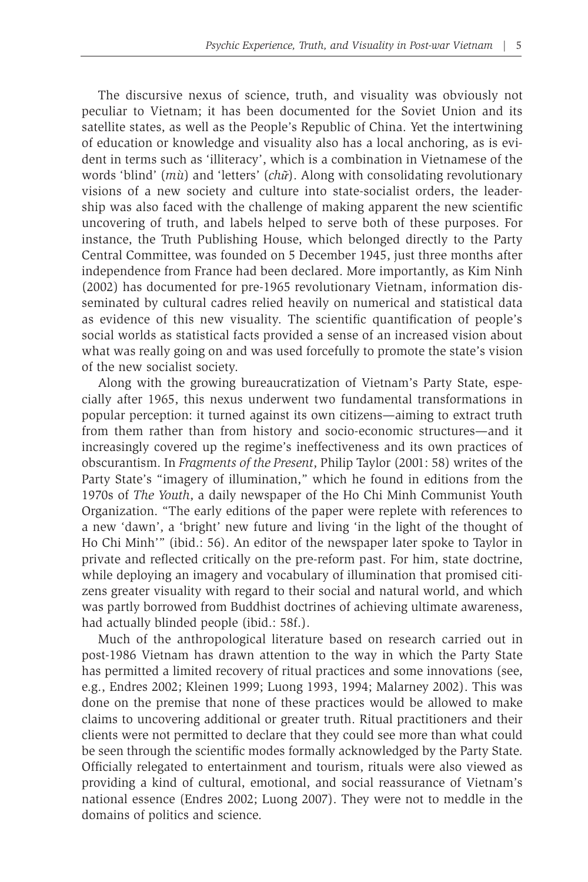The discursive nexus of science, truth, and visuality was obviously not peculiar to Vietnam; it has been documented for the Soviet Union and its satellite states, as well as the People's Republic of China. Yet the intertwining of education or knowledge and visuality also has a local anchoring, as is evident in terms such as 'illiteracy', which is a combination in Vietnamese of the words 'blind' (*mù*) and 'letters' (*chữ*). Along with consolidating revolutionary visions of a new society and culture into state-socialist orders, the leadership was also faced with the challenge of making apparent the new scientific uncovering of truth, and labels helped to serve both of these purposes. For instance, the Truth Publishing House, which belonged directly to the Party Central Committee, was founded on 5 December 1945, just three months after independence from France had been declared. More importantly, as Kim Ninh (2002) has documented for pre-1965 revolutionary Vietnam, information disseminated by cultural cadres relied heavily on numerical and statistical data as evidence of this new visuality. The scientific quantification of people's social worlds as statistical facts provided a sense of an increased vision about what was really going on and was used forcefully to promote the state's vision of the new socialist society.

Along with the growing bureaucratization of Vietnam's Party State, especially after 1965, this nexus underwent two fundamental transformations in popular perception: it turned against its own citizens—aiming to extract truth from them rather than from history and socio-economic structures—and it increasingly covered up the regime's ineffectiveness and its own practices of obscurantism. In *Fragments of the Present*, Philip Taylor (2001: 58) writes of the Party State's "imagery of illumination," which he found in editions from the 1970s of *The Youth*, a daily newspaper of the Ho Chi Minh Communist Youth Organization. "The early editions of the paper were replete with references to a new 'dawn', a 'bright' new future and living 'in the light of the thought of Ho Chi Minh'" (ibid.: 56). An editor of the newspaper later spoke to Taylor in private and reflected critically on the pre-reform past. For him, state doctrine, while deploying an imagery and vocabulary of illumination that promised citizens greater visuality with regard to their social and natural world, and which was partly borrowed from Buddhist doctrines of achieving ultimate awareness, had actually blinded people (ibid.: 58f.).

Much of the anthropological literature based on research carried out in post-1986 Vietnam has drawn attention to the way in which the Party State has permitted a limited recovery of ritual practices and some innovations (see, e.g., Endres 2002; Kleinen 1999; Luong 1993, 1994; Malarney 2002). This was done on the premise that none of these practices would be allowed to make claims to uncovering additional or greater truth. Ritual practitioners and their clients were not permitted to declare that they could see more than what could be seen through the scientific modes formally acknowledged by the Party State. Officially relegated to entertainment and tourism, rituals were also viewed as providing a kind of cultural, emotional, and social reassurance of Vietnam's national essence (Endres 2002; Luong 2007). They were not to meddle in the domains of politics and science.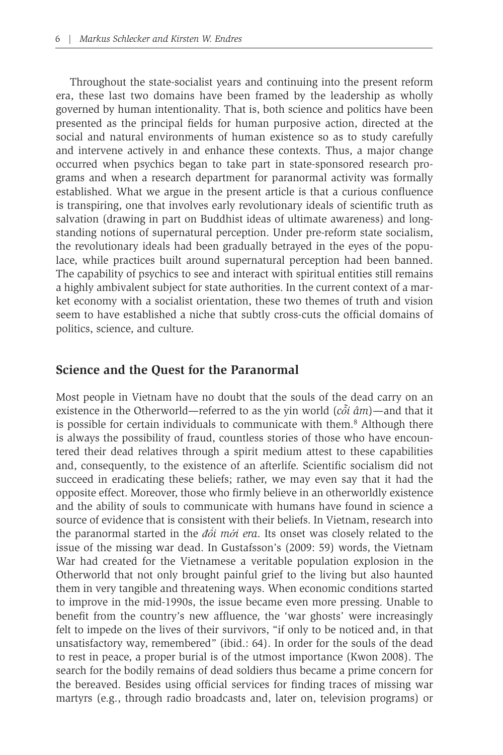Throughout the state-socialist years and continuing into the present reform era, these last two domains have been framed by the leadership as wholly governed by human intentionality. That is, both science and politics have been presented as the principal fields for human purposive action, directed at the social and natural environments of human existence so as to study carefully and intervene actively in and enhance these contexts. Thus, a major change occurred when psychics began to take part in state-sponsored research programs and when a research department for paranormal activity was formally established. What we argue in the present article is that a curious confluence is transpiring, one that involves early revolutionary ideals of scientific truth as salvation (drawing in part on Buddhist ideas of ultimate awareness) and longstanding notions of supernatural perception. Under pre-reform state socialism, the revolutionary ideals had been gradually betrayed in the eyes of the populace, while practices built around supernatural perception had been banned. The capability of psychics to see and interact with spiritual entities still remains a highly ambivalent subject for state authorities. In the current context of a market economy with a socialist orientation, these two themes of truth and vision seem to have established a niche that subtly cross-cuts the official domains of politics, science, and culture.

## Science and the Quest for the Paranormal

Most people in Vietnam have no doubt that the souls of the dead carry on an existence in the Otherworld—referred to as the yin world (*cõi âm*)—and that it is possible for certain individuals to communicate with them.[8] Although there is always the possibility of fraud, countless stories of those who have encountered their dead relatives through a spirit medium attest to these capabilities and, consequently, to the existence of an afterlife. Scientific socialism did not succeed in eradicating these beliefs; rather, we may even say that it had the opposite effect. Moreover, those who firmly believe in an otherworldly existence and the ability of souls to communicate with humans have found in science a source of evidence that is consistent with their beliefs. In Vietnam, research into the paranormal started in the *đổi mới era*. Its onset was closely related to the issue of the missing war dead. In Gustafsson's (2009: 59) words, the Vietnam War had created for the Vietnamese a veritable population explosion in the Otherworld that not only brought painful grief to the living but also haunted them in very tangible and threatening ways. When economic conditions started to improve in the mid-1990s, the issue became even more pressing. Unable to benefit from the country's new affluence, the 'war ghosts' were increasingly felt to impede on the lives of their survivors, "if only to be noticed and, in that unsatisfactory way, remembered" (ibid.: 64). In order for the souls of the dead to rest in peace, a proper burial is of the utmost importance (Kwon 2008). The search for the bodily remains of dead soldiers thus became a prime concern for the bereaved. Besides using official services for finding traces of missing war martyrs (e.g., through radio broadcasts and, later on, television programs) or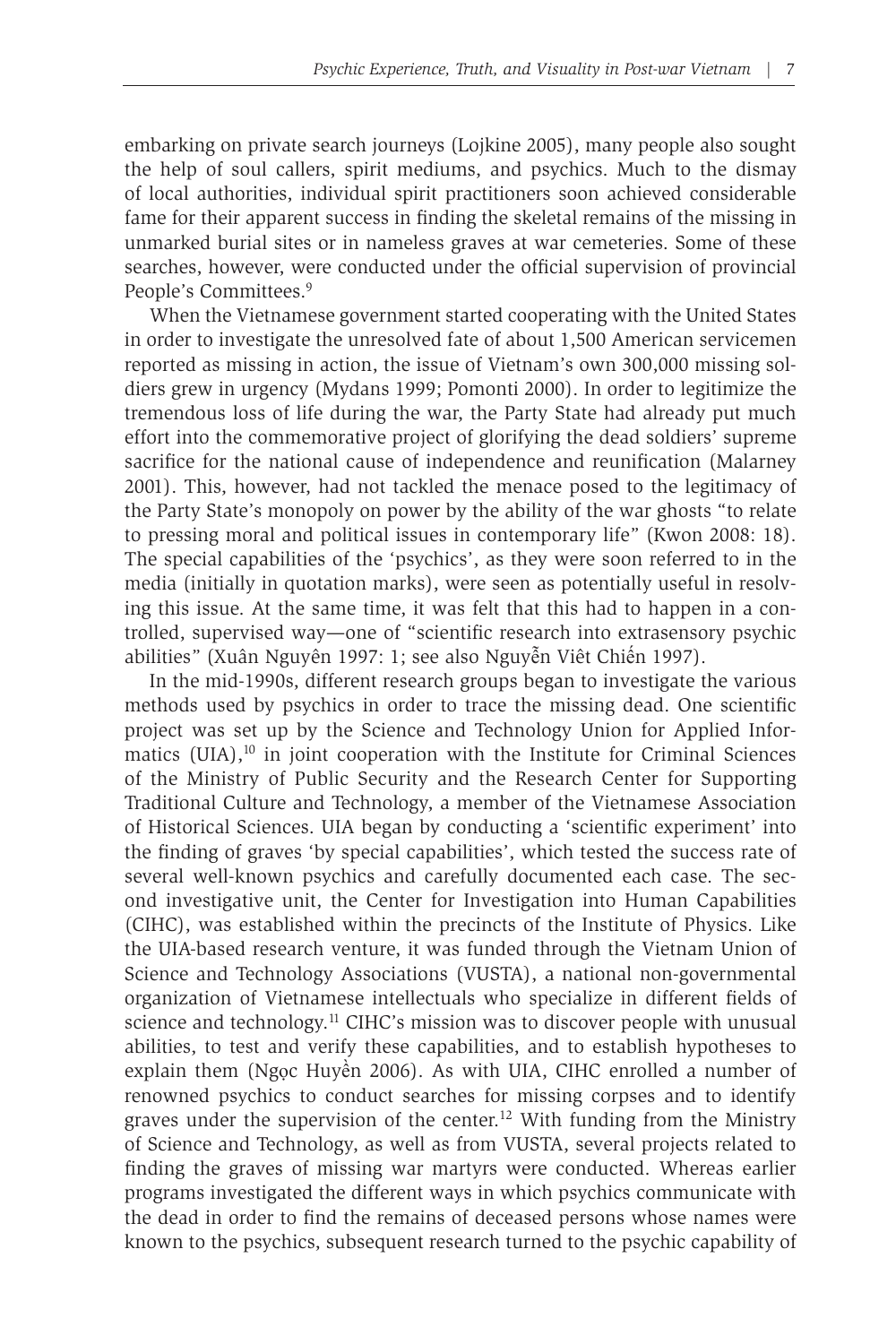embarking on private search journeys (Lojkine 2005), many people also sought the help of soul callers, spirit mediums, and psychics. Much to the dismay of local authorities, individual spirit practitioners soon achieved considerable fame for their apparent success in finding the skeletal remains of the missing in unmarked burial sites or in nameless graves at war cemeteries. Some of these searches, however, were conducted under the official supervision of provincial People's Committees.[9]

When the Vietnamese government started cooperating with the United States in order to investigate the unresolved fate of about 1,500 American servicemen reported as missing in action, the issue of Vietnam's own 300,000 missing soldiers grew in urgency (Mydans 1999; Pomonti 2000). In order to legitimize the tremendous loss of life during the war, the Party State had already put much effort into the commemorative project of glorifying the dead soldiers' supreme sacrifice for the national cause of independence and reunification (Malarney 2001). This, however, had not tackled the menace posed to the legitimacy of the Party State's monopoly on power by the ability of the war ghosts "to relate to pressing moral and political issues in contemporary life" (Kwon 2008: 18). The special capabilities of the 'psychics', as they were soon referred to in the media (initially in quotation marks), were seen as potentially useful in resolving this issue. At the same time, it was felt that this had to happen in a controlled, supervised way—one of "scientific research into extrasensory psychic abilities" (Xuân Nguyên 1997: 1; see also Nguyễn Viêt Chiến 1997).

In the mid-1990s, different research groups began to investigate the various methods used by psychics in order to trace the missing dead. One scientific project was set up by the Science and Technology Union for Applied Informatics (UIA),[10] in joint cooperation with the Institute for Criminal Sciences of the Ministry of Public Security and the Research Center for Supporting Traditional Culture and Technology, a member of the Vietnamese Association of Historical Sciences. UIA began by conducting a 'scientific experiment' into the finding of graves 'by special capabilities', which tested the success rate of several well-known psychics and carefully documented each case. The second investigative unit, the Center for Investigation into Human Capabilities (CIHC), was established within the precincts of the Institute of Physics. Like the UIA-based research venture, it was funded through the Vietnam Union of Science and Technology Associations (VUSTA), a national non-governmental organization of Vietnamese intellectuals who specialize in different fields of science and technology.[11] CIHC's mission was to discover people with unusual abilities, to test and verify these capabilities, and to establish hypotheses to explain them (Ngọc Huyền 2006). As with UIA, CIHC enrolled a number of renowned psychics to conduct searches for missing corpses and to identify graves under the supervision of the center.[12] With funding from the Ministry of Science and Technology, as well as from VUSTA, several projects related to finding the graves of missing war martyrs were conducted. Whereas earlier programs investigated the different ways in which psychics communicate with the dead in order to find the remains of deceased persons whose names were known to the psychics, subsequent research turned to the psychic capability of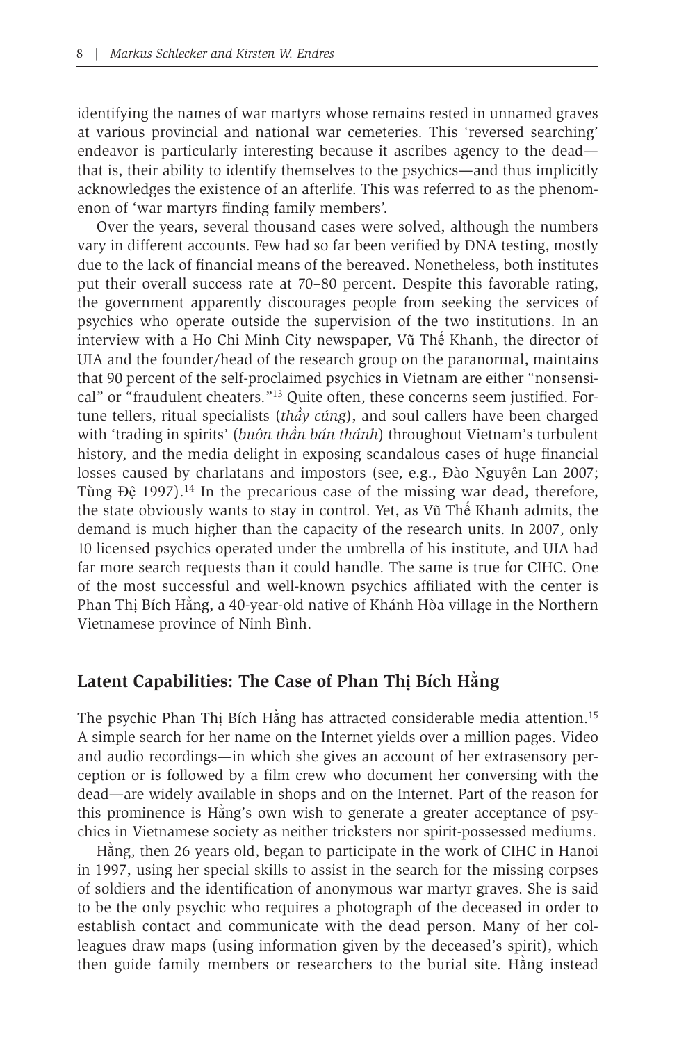identifying the names of war martyrs whose remains rested in unnamed graves at various provincial and national war cemeteries. This 'reversed searching' endeavor is particularly interesting because it ascribes agency to the dead—that is, their ability to identify themselves to the psychics—and thus implicitly acknowledges the existence of an afterlife. This was referred to as the phenomenon of 'war martyrs finding family members'.

Over the years, several thousand cases were solved, although the numbers vary in different accounts. Few had so far been verified by DNA testing, mostly due to the lack of financial means of the bereaved. Nonetheless, both institutes put their overall success rate at 70–80 percent. Despite this favorable rating, the government apparently discourages people from seeking the services of psychics who operate outside the supervision of the two institutions. In an interview with a Ho Chi Minh City newspaper, Vũ Thế Khanh, the director of UIA and the founder/head of the research group on the paranormal, maintains that 90 percent of the self-proclaimed psychics in Vietnam are either "nonsensical" or "fraudulent cheaters."[13] Quite often, these concerns seem justified. Fortune tellers, ritual specialists (*thầy cúng*), and soul callers have been charged with 'trading in spirits' (*buôn thần bán thánh*) throughout Vietnam's turbulent history, and the media delight in exposing scandalous cases of huge financial losses caused by charlatans and impostors (see, e.g., Đào Nguyên Lan 2007; Tùng Đệ 1997).[14] In the precarious case of the missing war dead, therefore, the state obviously wants to stay in control. Yet, as Vũ Thế Khanh admits, the demand is much higher than the capacity of the research units. In 2007, only 10 licensed psychics operated under the umbrella of his institute, and UIA had far more search requests than it could handle. The same is true for CIHC. One of the most successful and well-known psychics affiliated with the center is Phan Thị Bích Hằng, a 40-year-old native of Khánh Hòa village in the Northern Vietnamese province of Ninh Bình.

## Latent Capabilities: The Case of Phan Thị Bích Hằng

The psychic Phan Thị Bích Hằng has attracted considerable media attention.[15] A simple search for her name on the Internet yields over a million pages. Video and audio recordings—in which she gives an account of her extrasensory perception or is followed by a film crew who document her conversing with the dead—are widely available in shops and on the Internet. Part of the reason for this prominence is Hằng's own wish to generate a greater acceptance of psychics in Vietnamese society as neither tricksters nor spirit-possessed mediums.

Hằng, then 26 years old, began to participate in the work of CIHC in Hanoi in 1997, using her special skills to assist in the search for the missing corpses of soldiers and the identification of anonymous war martyr graves. She is said to be the only psychic who requires a photograph of the deceased in order to establish contact and communicate with the dead person. Many of her colleagues draw maps (using information given by the deceased's spirit), which then guide family members or researchers to the burial site. Hằng instead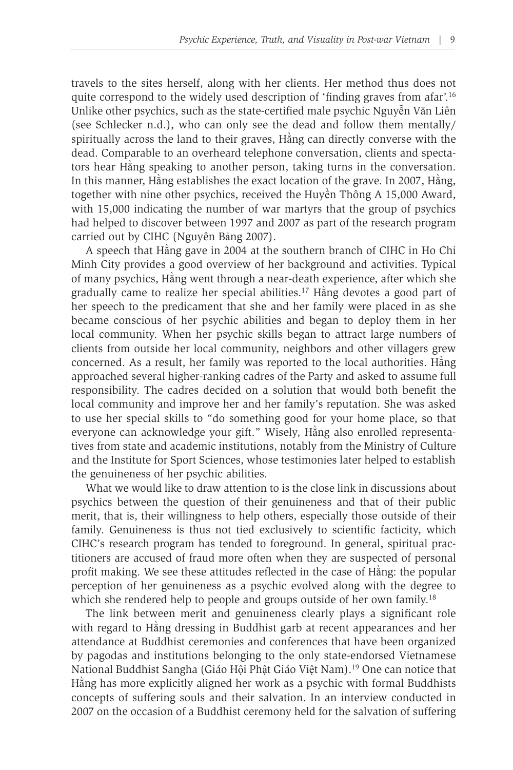travels to the sites herself, along with her clients. Her method thus does not quite correspond to the widely used description of 'finding graves from afar'.[16] Unlike other psychics, such as the state-certified male psychic Nguyễn Văn Liên (see Schlecker n.d.), who can only see the dead and follow them mentally/spiritually across the land to their graves, Hằng can directly converse with the dead. Comparable to an overheard telephone conversation, clients and spectators hear Hằng speaking to another person, taking turns in the conversation. In this manner, Hằng establishes the exact location of the grave. In 2007, Hằng, together with nine other psychics, received the Huyền Thông A 15,000 Award, with 15,000 indicating the number of war martyrs that the group of psychics had helped to discover between 1997 and 2007 as part of the research program carried out by CIHC (Nguyên Bảng 2007).

A speech that Hằng gave in 2004 at the southern branch of CIHC in Ho Chi Minh City provides a good overview of her background and activities. Typical of many psychics, Hằng went through a near-death experience, after which she gradually came to realize her special abilities.[17] Hằng devotes a good part of her speech to the predicament that she and her family were placed in as she became conscious of her psychic abilities and began to deploy them in her local community. When her psychic skills began to attract large numbers of clients from outside her local community, neighbors and other villagers grew concerned. As a result, her family was reported to the local authorities. Hằng approached several higher-ranking cadres of the Party and asked to assume full responsibility. The cadres decided on a solution that would both benefit the local community and improve her and her family's reputation. She was asked to use her special skills to "do something good for your home place, so that everyone can acknowledge your gift." Wisely, Hằng also enrolled representatives from state and academic institutions, notably from the Ministry of Culture and the Institute for Sport Sciences, whose testimonies later helped to establish the genuineness of her psychic abilities.

What we would like to draw attention to is the close link in discussions about psychics between the question of their genuineness and that of their public merit, that is, their willingness to help others, especially those outside of their family. Genuineness is thus not tied exclusively to scientific facticity, which CIHC's research program has tended to foreground. In general, spiritual practitioners are accused of fraud more often when they are suspected of personal profit making. We see these attitudes reflected in the case of Hằng: the popular perception of her genuineness as a psychic evolved along with the degree to which she rendered help to people and groups outside of her own family.[18]

The link between merit and genuineness clearly plays a significant role with regard to Hằng dressing in Buddhist garb at recent appearances and her attendance at Buddhist ceremonies and conferences that have been organized by pagodas and institutions belonging to the only state-endorsed Vietnamese National Buddhist Sangha (Giáo Hội Phật Giáo Việt Nam).[19] One can notice that Hằng has more explicitly aligned her work as a psychic with formal Buddhists concepts of suffering souls and their salvation. In an interview conducted in 2007 on the occasion of a Buddhist ceremony held for the salvation of suffering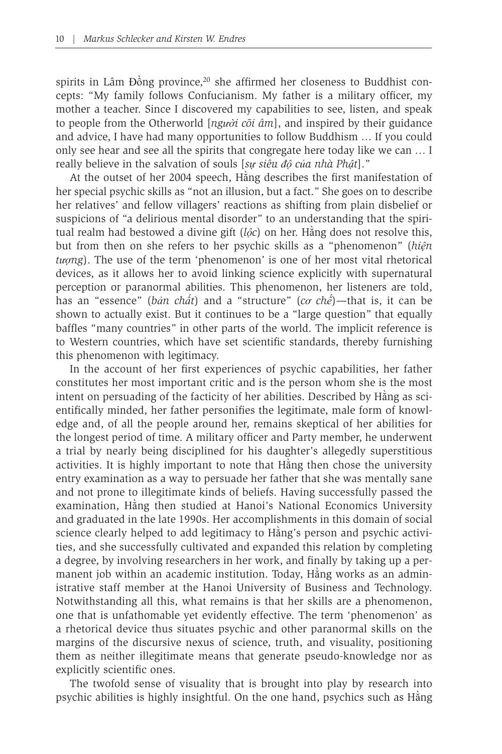spirits in Lâm Đồng province,[20] she affirmed her closeness to Buddhist concepts: "My family follows Confucianism. My father is a military officer, my mother a teacher. Since I discovered my capabilities to see, listen, and speak to people from the Otherworld [*người cõi âm*], and inspired by their guidance and advice, I have had many opportunities to follow Buddhism … If you could only see hear and see all the spirits that congregate here today like we can … I really believe in the salvation of souls [*sự siêu độ của nhà Phật*]."

At the outset of her 2004 speech, Hằng describes the first manifestation of her special psychic skills as "not an illusion, but a fact." She goes on to describe her relatives' and fellow villagers' reactions as shifting from plain disbelief or suspicions of "a delirious mental disorder" to an understanding that the spiritual realm had bestowed a divine gift (*lộc*) on her. Hằng does not resolve this, but from then on she refers to her psychic skills as a "phenomenon" (*hiện tượng*). The use of the term 'phenomenon' is one of her most vital rhetorical devices, as it allows her to avoid linking science explicitly with supernatural perception or paranormal abilities. This phenomenon, her listeners are told, has an "essence" (*bản chất*) and a "structure" (*cơ chế*)—that is, it can be shown to actually exist. But it continues to be a "large question" that equally baffles "many countries" in other parts of the world. The implicit reference is to Western countries, which have set scientific standards, thereby furnishing this phenomenon with legitimacy.

In the account of her first experiences of psychic capabilities, her father constitutes her most important critic and is the person whom she is the most intent on persuading of the facticity of her abilities. Described by Hằng as scientifically minded, her father personifies the legitimate, male form of knowledge and, of all the people around her, remains skeptical of her abilities for the longest period of time. A military officer and Party member, he underwent a trial by nearly being disciplined for his daughter's allegedly superstitious activities. It is highly important to note that Hằng then chose the university entry examination as a way to persuade her father that she was mentally sane and not prone to illegitimate kinds of beliefs. Having successfully passed the examination, Hằng then studied at Hanoi's National Economics University and graduated in the late 1990s. Her accomplishments in this domain of social science clearly helped to add legitimacy to Hằng's person and psychic activities, and she successfully cultivated and expanded this relation by completing a degree, by involving researchers in her work, and finally by taking up a permanent job within an academic institution. Today, Hằng works as an administrative staff member at the Hanoi University of Business and Technology. Notwithstanding all this, what remains is that her skills are a phenomenon, one that is unfathomable yet evidently effective. The term 'phenomenon' as a rhetorical device thus situates psychic and other paranormal skills on the margins of the discursive nexus of science, truth, and visuality, positioning them as neither illegitimate means that generate pseudo-knowledge nor as explicitly scientific ones.

The twofold sense of visuality that is brought into play by research into psychic abilities is highly insightful. On the one hand, psychics such as Hằng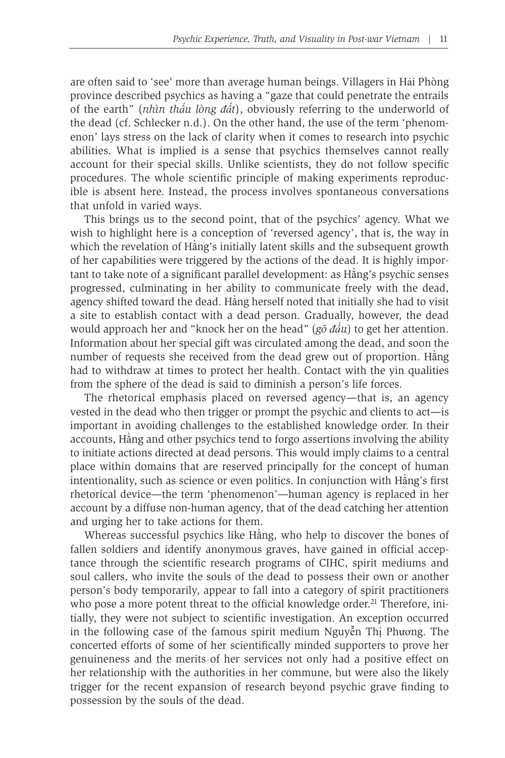are often said to 'see' more than average human beings. Villagers in Hải Phòng province described psychics as having a "gaze that could penetrate the entrails of the earth" (*nhìn thấu lòng đất*), obviously referring to the underworld of the dead (cf. Schlecker n.d.). On the other hand, the use of the term 'phenomenon' lays stress on the lack of clarity when it comes to research into psychic abilities. What is implied is a sense that psychics themselves cannot really account for their special skills. Unlike scientists, they do not follow specific procedures. The whole scientific principle of making experiments reproducible is absent here. Instead, the process involves spontaneous conversations that unfold in varied ways.

This brings us to the second point, that of the psychics' agency. What we wish to highlight here is a conception of 'reversed agency', that is, the way in which the revelation of Hằng's initially latent skills and the subsequent growth of her capabilities were triggered by the actions of the dead. It is highly important to take note of a significant parallel development: as Hằng's psychic senses progressed, culminating in her ability to communicate freely with the dead, agency shifted toward the dead. Hằng herself noted that initially she had to visit a site to establish contact with a dead person. Gradually, however, the dead would approach her and "knock her on the head" (*gõ đầu*) to get her attention. Information about her special gift was circulated among the dead, and soon the number of requests she received from the dead grew out of proportion. Hằng had to withdraw at times to protect her health. Contact with the yin qualities from the sphere of the dead is said to diminish a person's life forces.

The rhetorical emphasis placed on reversed agency—that is, an agency vested in the dead who then trigger or prompt the psychic and clients to act—is important in avoiding challenges to the established knowledge order. In their accounts, Hằng and other psychics tend to forgo assertions involving the ability to initiate actions directed at dead persons. This would imply claims to a central place within domains that are reserved principally for the concept of human intentionality, such as science or even politics. In conjunction with Hằng's first rhetorical device—the term 'phenomenon'—human agency is replaced in her account by a diffuse non-human agency, that of the dead catching her attention and urging her to take actions for them.

Whereas successful psychics like Hằng, who help to discover the bones of fallen soldiers and identify anonymous graves, have gained in official acceptance through the scientific research programs of CIHC, spirit mediums and soul callers, who invite the souls of the dead to possess their own or another person's body temporarily, appear to fall into a category of spirit practitioners who pose a more potent threat to the official knowledge order.[21] Therefore, initially, they were not subject to scientific investigation. An exception occurred in the following case of the famous spirit medium Nguyễn Thị Phương. The concerted efforts of some of her scientifically minded supporters to prove her genuineness and the merits of her services not only had a positive effect on her relationship with the authorities in her commune, but were also the likely trigger for the recent expansion of research beyond psychic grave finding to possession by the souls of the dead.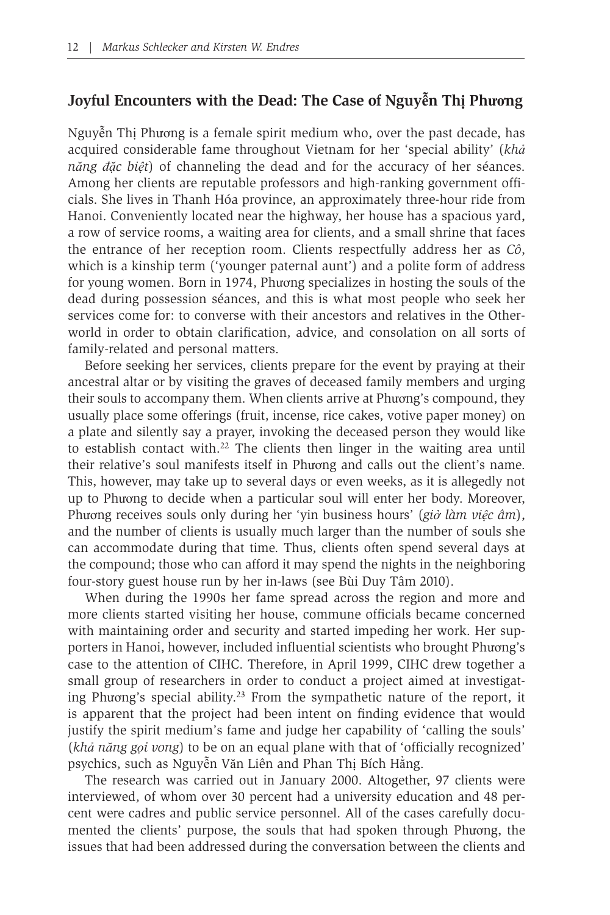## Joyful Encounters with the Dead: The Case of Nguyễn Thị Phương

Nguyễn Thị Phương is a female spirit medium who, over the past decade, has acquired considerable fame throughout Vietnam for her 'special ability' (*khả năng đặc biệt*) of channeling the dead and for the accuracy of her séances. Among her clients are reputable professors and high-ranking government officials. She lives in Thanh Hóa province, an approximately three-hour ride from Hanoi. Conveniently located near the highway, her house has a spacious yard, a row of service rooms, a waiting area for clients, and a small shrine that faces the entrance of her reception room. Clients respectfully address her as *Cô*, which is a kinship term ('younger paternal aunt') and a polite form of address for young women. Born in 1974, Phương specializes in hosting the souls of the dead during possession séances, and this is what most people who seek her services come for: to converse with their ancestors and relatives in the Otherworld in order to obtain clarification, advice, and consolation on all sorts of family-related and personal matters.

Before seeking her services, clients prepare for the event by praying at their ancestral altar or by visiting the graves of deceased family members and urging their souls to accompany them. When clients arrive at Phương's compound, they usually place some offerings (fruit, incense, rice cakes, votive paper money) on a plate and silently say a prayer, invoking the deceased person they would like to establish contact with.[22] The clients then linger in the waiting area until their relative's soul manifests itself in Phương and calls out the client's name. This, however, may take up to several days or even weeks, as it is allegedly not up to Phương to decide when a particular soul will enter her body. Moreover, Phương receives souls only during her 'yin business hours' (*giờ làm việc âm*), and the number of clients is usually much larger than the number of souls she can accommodate during that time. Thus, clients often spend several days at the compound; those who can afford it may spend the nights in the neighboring four-story guest house run by her in-laws (see Bùi Duy Tâm 2010).

When during the 1990s her fame spread across the region and more and more clients started visiting her house, commune officials became concerned with maintaining order and security and started impeding her work. Her supporters in Hanoi, however, included influential scientists who brought Phương's case to the attention of CIHC. Therefore, in April 1999, CIHC drew together a small group of researchers in order to conduct a project aimed at investigating Phương's special ability.[23] From the sympathetic nature of the report, it is apparent that the project had been intent on finding evidence that would justify the spirit medium's fame and judge her capability of 'calling the souls' (*khả năng gọi vong*) to be on an equal plane with that of 'officially recognized' psychics, such as Nguyễn Văn Liên and Phan Thị Bích Hằng.

The research was carried out in January 2000. Altogether, 97 clients were interviewed, of whom over 30 percent had a university education and 48 percent were cadres and public service personnel. All of the cases carefully documented the clients' purpose, the souls that had spoken through Phương, the issues that had been addressed during the conversation between the clients and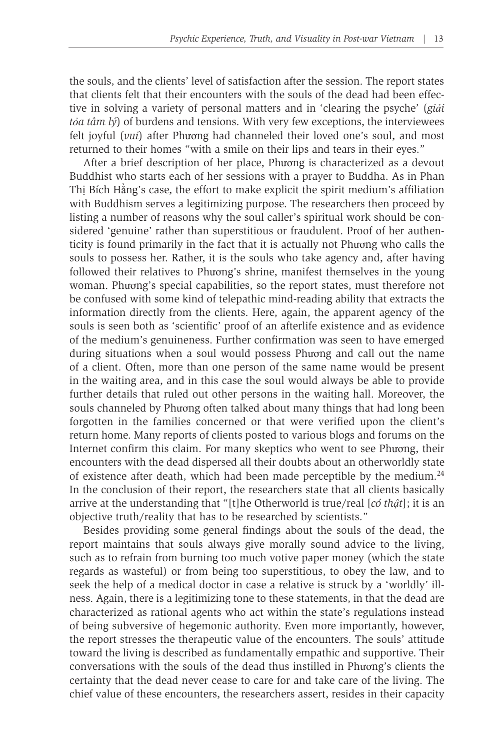the souls, and the clients' level of satisfaction after the session. The report states that clients felt that their encounters with the souls of the dead had been effective in solving a variety of personal matters and in 'clearing the psyche' (*giải tỏa tâm lý*) of burdens and tensions. With very few exceptions, the interviewees felt joyful (*vui*) after Phương had channeled their loved one's soul, and most returned to their homes "with a smile on their lips and tears in their eyes."

After a brief description of her place, Phương is characterized as a devout Buddhist who starts each of her sessions with a prayer to Buddha. As in Phan Thị Bích Hằng's case, the effort to make explicit the spirit medium's affiliation with Buddhism serves a legitimizing purpose. The researchers then proceed by listing a number of reasons why the soul caller's spiritual work should be considered 'genuine' rather than superstitious or fraudulent. Proof of her authenticity is found primarily in the fact that it is actually not Phương who calls the souls to possess her. Rather, it is the souls who take agency and, after having followed their relatives to Phương's shrine, manifest themselves in the young woman. Phương's special capabilities, so the report states, must therefore not be confused with some kind of telepathic mind-reading ability that extracts the information directly from the clients. Here, again, the apparent agency of the souls is seen both as 'scientific' proof of an afterlife existence and as evidence of the medium's genuineness. Further confirmation was seen to have emerged during situations when a soul would possess Phương and call out the name of a client. Often, more than one person of the same name would be present in the waiting area, and in this case the soul would always be able to provide further details that ruled out other persons in the waiting hall. Moreover, the souls channeled by Phương often talked about many things that had long been forgotten in the families concerned or that were verified upon the client's return home. Many reports of clients posted to various blogs and forums on the Internet confirm this claim. For many skeptics who went to see Phương, their encounters with the dead dispersed all their doubts about an otherworldly state of existence after death, which had been made perceptible by the medium.[24] In the conclusion of their report, the researchers state that all clients basically arrive at the understanding that "[t]he Otherworld is true/real [*có thật*]; it is an objective truth/reality that has to be researched by scientists."

Besides providing some general findings about the souls of the dead, the report maintains that souls always give morally sound advice to the living, such as to refrain from burning too much votive paper money (which the state regards as wasteful) or from being too superstitious, to obey the law, and to seek the help of a medical doctor in case a relative is struck by a 'worldly' illness. Again, there is a legitimizing tone to these statements, in that the dead are characterized as rational agents who act within the state's regulations instead of being subversive of hegemonic authority. Even more importantly, however, the report stresses the therapeutic value of the encounters. The souls' attitude toward the living is described as fundamentally empathic and supportive. Their conversations with the souls of the dead thus instilled in Phương's clients the certainty that the dead never cease to care for and take care of the living. The chief value of these encounters, the researchers assert, resides in their capacity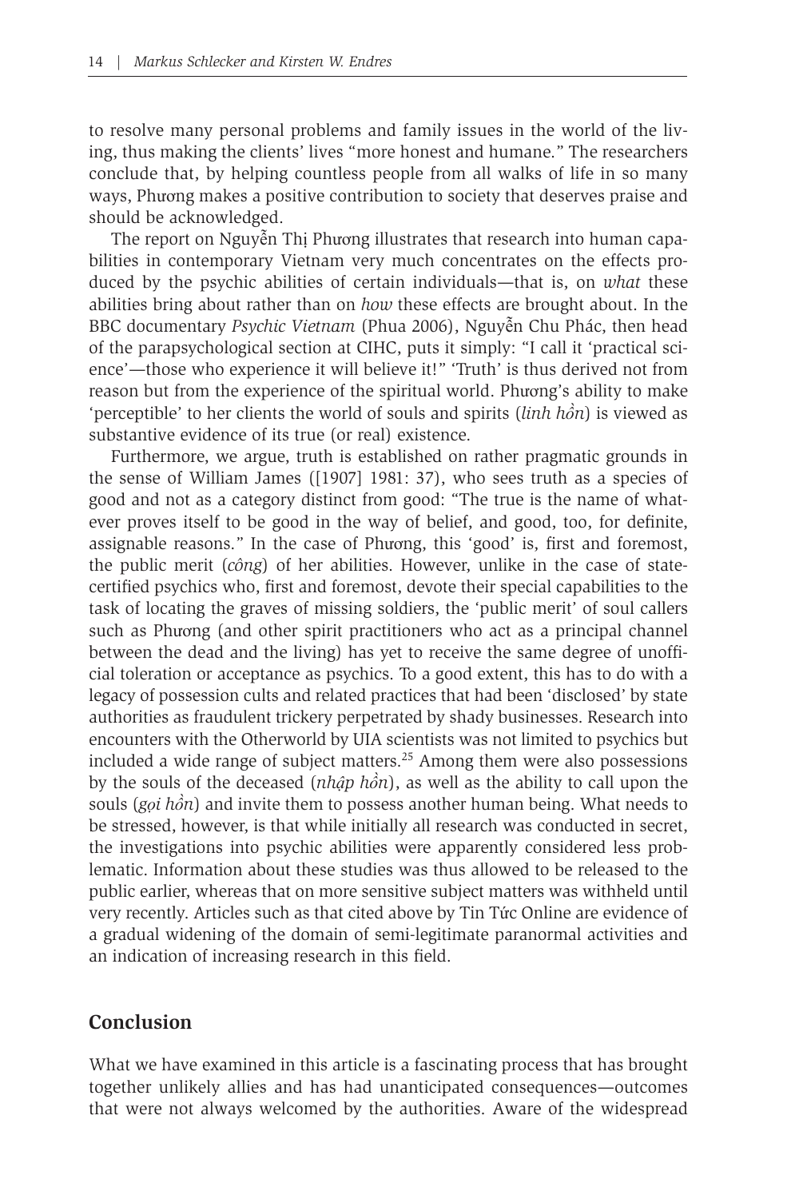to resolve many personal problems and family issues in the world of the living, thus making the clients' lives "more honest and humane." The researchers conclude that, by helping countless people from all walks of life in so many ways, Phương makes a positive contribution to society that deserves praise and should be acknowledged.

The report on Nguyễn Thị Phương illustrates that research into human capabilities in contemporary Vietnam very much concentrates on the effects produced by the psychic abilities of certain individuals—that is, on *what* these abilities bring about rather than on *how* these effects are brought about. In the BBC documentary *Psychic Vietnam* (Phua 2006), Nguyễn Chu Phác, then head of the parapsychological section at CIHC, puts it simply: "I call it 'practical science'—those who experience it will believe it!" 'Truth' is thus derived not from reason but from the experience of the spiritual world. Phương's ability to make 'perceptible' to her clients the world of souls and spirits (*linh hồn*) is viewed as substantive evidence of its true (or real) existence.

Furthermore, we argue, truth is established on rather pragmatic grounds in the sense of William James ([1907] 1981: 37), who sees truth as a species of good and not as a category distinct from good: "The true is the name of whatever proves itself to be good in the way of belief, and good, too, for definite, assignable reasons." In the case of Phương, this 'good' is, first and foremost, the public merit (*công*) of her abilities. However, unlike in the case of state-certified psychics who, first and foremost, devote their special capabilities to the task of locating the graves of missing soldiers, the 'public merit' of soul callers such as Phương (and other spirit practitioners who act as a principal channel between the dead and the living) has yet to receive the same degree of unofficial toleration or acceptance as psychics. To a good extent, this has to do with a legacy of possession cults and related practices that had been 'disclosed' by state authorities as fraudulent trickery perpetrated by shady businesses. Research into encounters with the Otherworld by UIA scientists was not limited to psychics but included a wide range of subject matters.[25] Among them were also possessions by the souls of the deceased (*nhập hồn*), as well as the ability to call upon the souls (*gọi hồn*) and invite them to possess another human being. What needs to be stressed, however, is that while initially all research was conducted in secret, the investigations into psychic abilities were apparently considered less problematic. Information about these studies was thus allowed to be released to the public earlier, whereas that on more sensitive subject matters was withheld until very recently. Articles such as that cited above by Tin Tức Online are evidence of a gradual widening of the domain of semi-legitimate paranormal activities and an indication of increasing research in this field.

## Conclusion

What we have examined in this article is a fascinating process that has brought together unlikely allies and has had unanticipated consequences—outcomes that were not always welcomed by the authorities. Aware of the widespread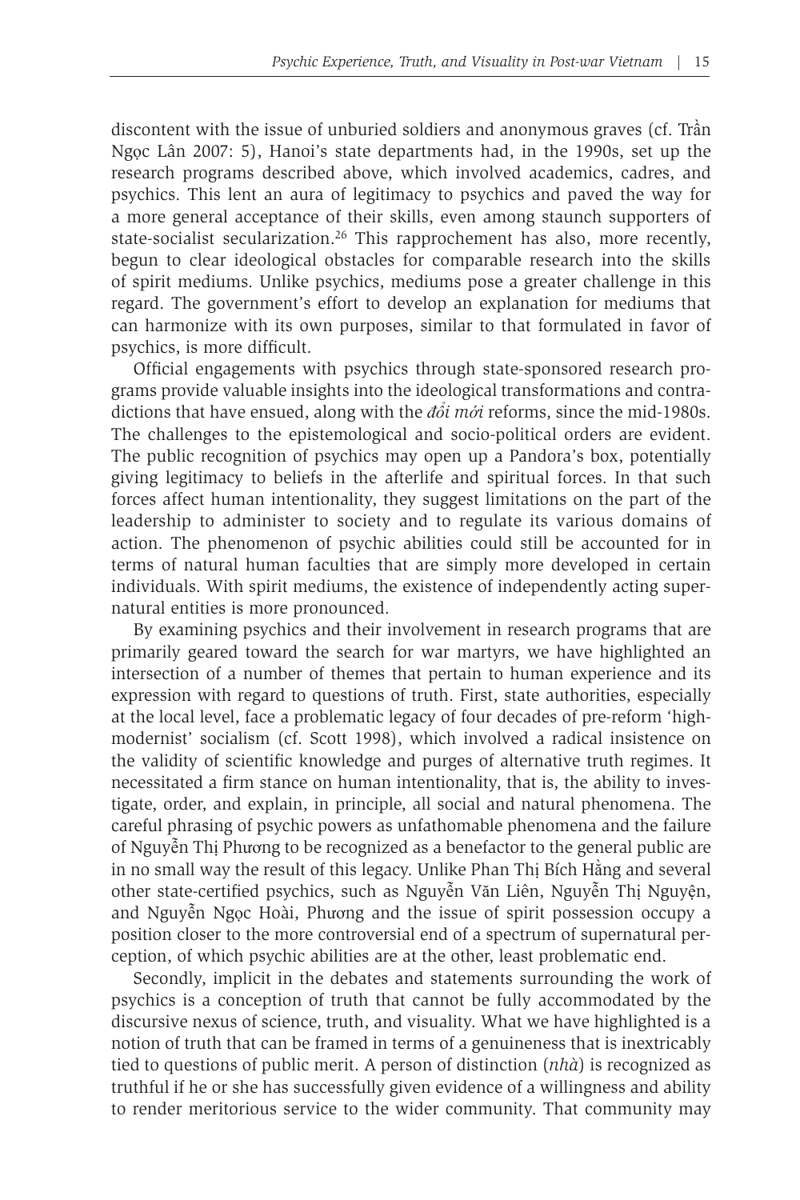discontent with the issue of unburied soldiers and anonymous graves (cf. Trần Ngọc Lân 2007: 5), Hanoi's state departments had, in the 1990s, set up the research programs described above, which involved academics, cadres, and psychics. This lent an aura of legitimacy to psychics and paved the way for a more general acceptance of their skills, even among staunch supporters of state-socialist secularization.[26] This rapprochement has also, more recently, begun to clear ideological obstacles for comparable research into the skills of spirit mediums. Unlike psychics, mediums pose a greater challenge in this regard. The government's effort to develop an explanation for mediums that can harmonize with its own purposes, similar to that formulated in favor of psychics, is more difficult.

Official engagements with psychics through state-sponsored research programs provide valuable insights into the ideological transformations and contradictions that have ensued, along with the *đổi mới* reforms, since the mid-1980s. The challenges to the epistemological and socio-political orders are evident. The public recognition of psychics may open up a Pandora's box, potentially giving legitimacy to beliefs in the afterlife and spiritual forces. In that such forces affect human intentionality, they suggest limitations on the part of the leadership to administer to society and to regulate its various domains of action. The phenomenon of psychic abilities could still be accounted for in terms of natural human faculties that are simply more developed in certain individuals. With spirit mediums, the existence of independently acting supernatural entities is more pronounced.

By examining psychics and their involvement in research programs that are primarily geared toward the search for war martyrs, we have highlighted an intersection of a number of themes that pertain to human experience and its expression with regard to questions of truth. First, state authorities, especially at the local level, face a problematic legacy of four decades of pre-reform 'high-modernist' socialism (cf. Scott 1998), which involved a radical insistence on the validity of scientific knowledge and purges of alternative truth regimes. It necessitated a firm stance on human intentionality, that is, the ability to investigate, order, and explain, in principle, all social and natural phenomena. The careful phrasing of psychic powers as unfathomable phenomena and the failure of Nguyễn Thị Phương to be recognized as a benefactor to the general public are in no small way the result of this legacy. Unlike Phan Thị Bích Hằng and several other state-certified psychics, such as Nguyễn Văn Liên, Nguyễn Thị Nguyện, and Nguyễn Ngọc Hoài, Phương and the issue of spirit possession occupy a position closer to the more controversial end of a spectrum of supernatural perception, of which psychic abilities are at the other, least problematic end.

Secondly, implicit in the debates and statements surrounding the work of psychics is a conception of truth that cannot be fully accommodated by the discursive nexus of science, truth, and visuality. What we have highlighted is a notion of truth that can be framed in terms of a genuineness that is inextricably tied to questions of public merit. A person of distinction (*nhà*) is recognized as truthful if he or she has successfully given evidence of a willingness and ability to render meritorious service to the wider community. That community may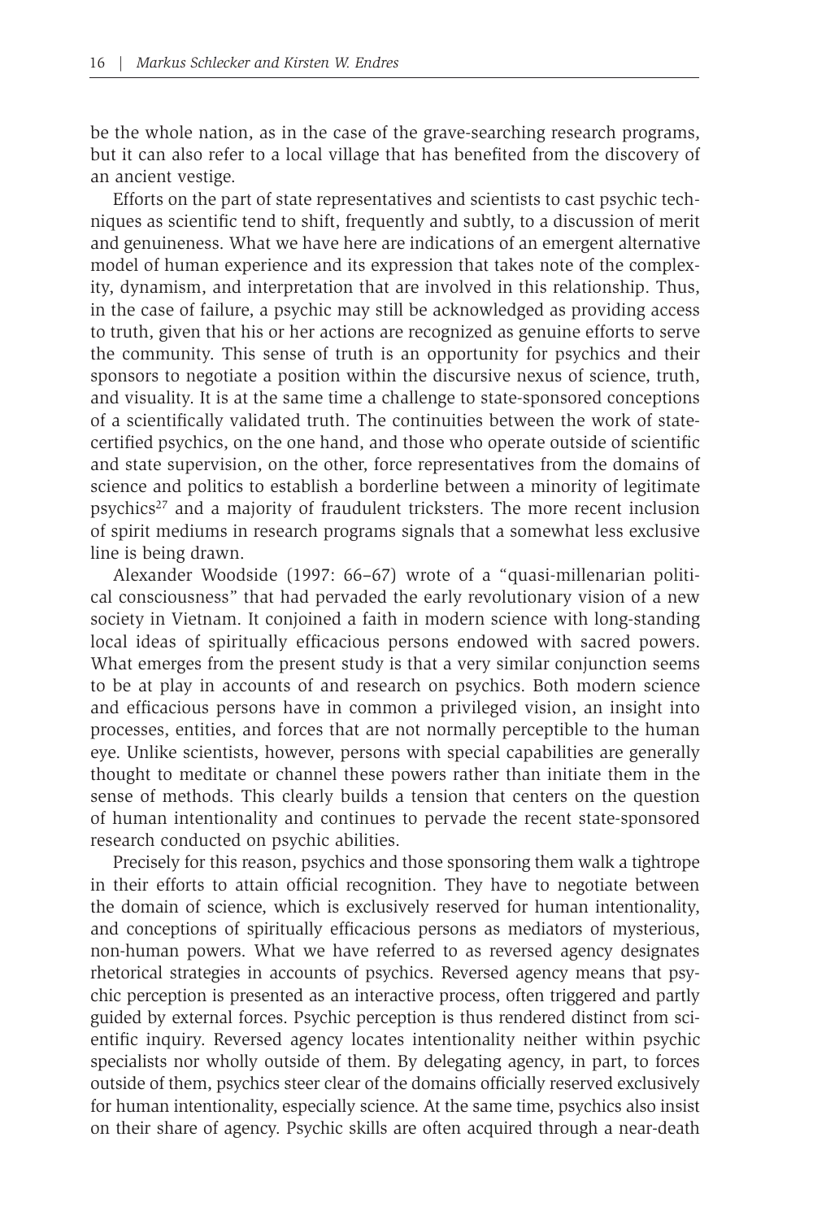be the whole nation, as in the case of the grave-searching research programs, but it can also refer to a local village that has benefited from the discovery of an ancient vestige.

Efforts on the part of state representatives and scientists to cast psychic techniques as scientific tend to shift, frequently and subtly, to a discussion of merit and genuineness. What we have here are indications of an emergent alternative model of human experience and its expression that takes note of the complexity, dynamism, and interpretation that are involved in this relationship. Thus, in the case of failure, a psychic may still be acknowledged as providing access to truth, given that his or her actions are recognized as genuine efforts to serve the community. This sense of truth is an opportunity for psychics and their sponsors to negotiate a position within the discursive nexus of science, truth, and visuality. It is at the same time a challenge to state-sponsored conceptions of a scientifically validated truth. The continuities between the work of state-certified psychics, on the one hand, and those who operate outside of scientific and state supervision, on the other, force representatives from the domains of science and politics to establish a borderline between a minority of legitimate psychics[27] and a majority of fraudulent tricksters. The more recent inclusion of spirit mediums in research programs signals that a somewhat less exclusive line is being drawn.

Alexander Woodside (1997: 66–67) wrote of a "quasi-millenarian political consciousness" that had pervaded the early revolutionary vision of a new society in Vietnam. It conjoined a faith in modern science with long-standing local ideas of spiritually efficacious persons endowed with sacred powers. What emerges from the present study is that a very similar conjunction seems to be at play in accounts of and research on psychics. Both modern science and efficacious persons have in common a privileged vision, an insight into processes, entities, and forces that are not normally perceptible to the human eye. Unlike scientists, however, persons with special capabilities are generally thought to meditate or channel these powers rather than initiate them in the sense of methods. This clearly builds a tension that centers on the question of human intentionality and continues to pervade the recent state-sponsored research conducted on psychic abilities.

Precisely for this reason, psychics and those sponsoring them walk a tightrope in their efforts to attain official recognition. They have to negotiate between the domain of science, which is exclusively reserved for human intentionality, and conceptions of spiritually efficacious persons as mediators of mysterious, non-human powers. What we have referred to as reversed agency designates rhetorical strategies in accounts of psychics. Reversed agency means that psychic perception is presented as an interactive process, often triggered and partly guided by external forces. Psychic perception is thus rendered distinct from scientific inquiry. Reversed agency locates intentionality neither within psychic specialists nor wholly outside of them. By delegating agency, in part, to forces outside of them, psychics steer clear of the domains officially reserved exclusively for human intentionality, especially science. At the same time, psychics also insist on their share of agency. Psychic skills are often acquired through a near-death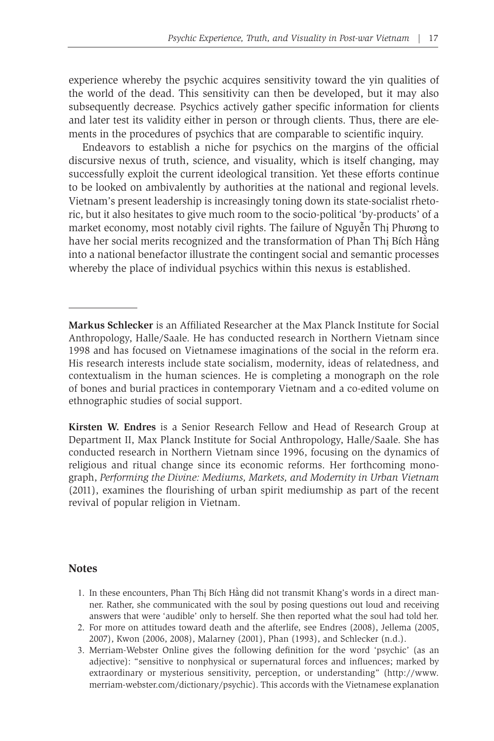experience whereby the psychic acquires sensitivity toward the yin qualities of the world of the dead. This sensitivity can then be developed, but it may also subsequently decrease. Psychics actively gather specific information for clients and later test its validity either in person or through clients. Thus, there are elements in the procedures of psychics that are comparable to scientific inquiry.

Endeavors to establish a niche for psychics on the margins of the official discursive nexus of truth, science, and visuality, which is itself changing, may successfully exploit the current ideological transition. Yet these efforts continue to be looked on ambivalently by authorities at the national and regional levels. Vietnam's present leadership is increasingly toning down its state-socialist rhetoric, but it also hesitates to give much room to the socio-political 'by-products' of a market economy, most notably civil rights. The failure of Nguyễn Thị Phương to have her social merits recognized and the transformation of Phan Thị Bích Hằng into a national benefactor illustrate the contingent social and semantic processes whereby the place of individual psychics within this nexus is established.

---

**Markus Schlecker** is an Affiliated Researcher at the Max Planck Institute for Social Anthropology, Halle/Saale. He has conducted research in Northern Vietnam since 1998 and has focused on Vietnamese imaginations of the social in the reform era. His research interests include state socialism, modernity, ideas of relatedness, and contextualism in the human sciences. He is completing a monograph on the role of bones and burial practices in contemporary Vietnam and a co-edited volume on ethnographic studies of social support.

**Kirsten W. Endres** is a Senior Research Fellow and Head of Research Group at Department II, Max Planck Institute for Social Anthropology, Halle/Saale. She has conducted research in Northern Vietnam since 1996, focusing on the dynamics of religious and ritual change since its economic reforms. Her forthcoming monograph, *Performing the Divine: Mediums, Markets, and Modernity in Urban Vietnam* (2011), examines the flourishing of urban spirit mediumship as part of the recent revival of popular religion in Vietnam.

## Notes

1. In these encounters, Phan Thị Bích Hằng did not transmit Khang's words in a direct manner. Rather, she communicated with the soul by posing questions out loud and receiving answers that were 'audible' only to herself. She then reported what the soul had told her.
2. For more on attitudes toward death and the afterlife, see Endres (2008), Jellema (2005, 2007), Kwon (2006, 2008), Malarney (2001), Phan (1993), and Schlecker (n.d.).
3. Merriam-Webster Online gives the following definition for the word 'psychic' (as an adjective): "sensitive to nonphysical or supernatural forces and influences; marked by extraordinary or mysterious sensitivity, perception, or understanding" (http://www.merriam-webster.com/dictionary/psychic). This accords with the Vietnamese explanation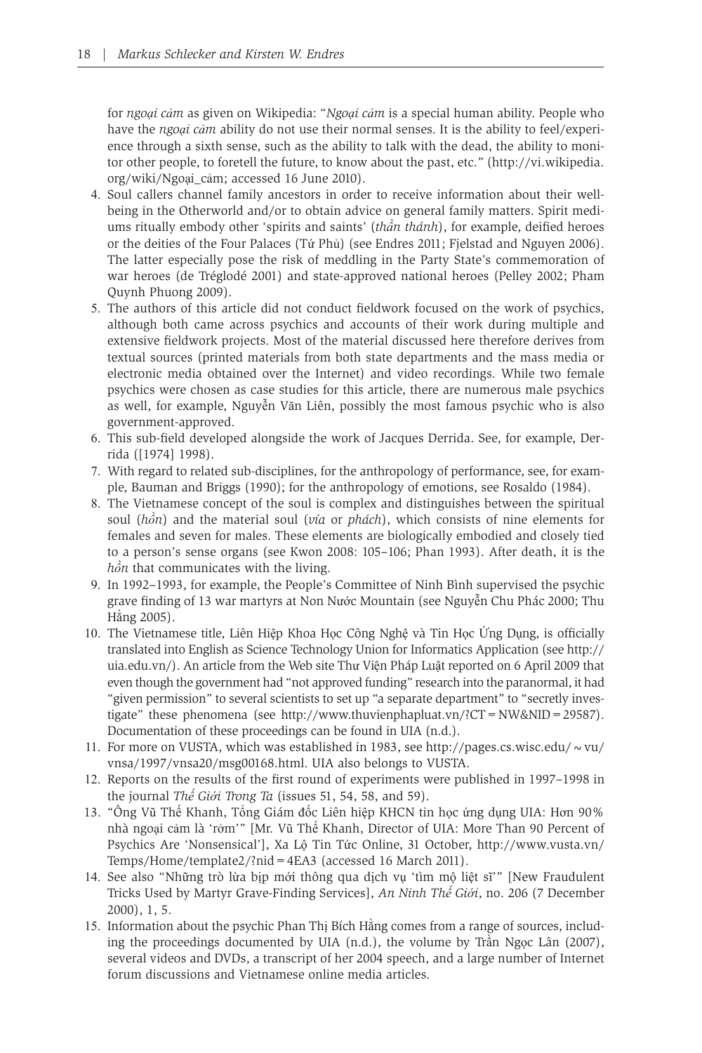for *ngoại cảm* as given on Wikipedia: "*Ngoại cảm* is a special human ability. People who have the *ngoại cảm* ability do not use their normal senses. It is the ability to feel/experience through a sixth sense, such as the ability to talk with the dead, the ability to monitor other people, to foretell the future, to know about the past, etc." (http://vi.wikipedia.org/wiki/Ngoại_cảm; accessed 16 June 2010).

4. Soul callers channel family ancestors in order to receive information about their well-being in the Otherworld and/or to obtain advice on general family matters. Spirit mediums ritually embody other 'spirits and saints' (*thần thánh*), for example, deified heroes or the deities of the Four Palaces (Tứ Phủ) (see Endres 2011; Fjelstad and Nguyen 2006). The latter especially pose the risk of meddling in the Party State's commemoration of war heroes (de Tréglodé 2001) and state-approved national heroes (Pelley 2002; Pham Quynh Phuong 2009).
5. The authors of this article did not conduct fieldwork focused on the work of psychics, although both came across psychics and accounts of their work during multiple and extensive fieldwork projects. Most of the material discussed here therefore derives from textual sources (printed materials from both state departments and the mass media or electronic media obtained over the Internet) and video recordings. While two female psychics were chosen as case studies for this article, there are numerous male psychics as well, for example, Nguyễn Văn Liên, possibly the most famous psychic who is also government-approved.
6. This sub-field developed alongside the work of Jacques Derrida. See, for example, Derrida ([1974] 1998).
7. With regard to related sub-disciplines, for the anthropology of performance, see, for example, Bauman and Briggs (1990); for the anthropology of emotions, see Rosaldo (1984).
8. The Vietnamese concept of the soul is complex and distinguishes between the spiritual soul (*hồn*) and the material soul (*vía* or *phách*), which consists of nine elements for females and seven for males. These elements are biologically embodied and closely tied to a person's sense organs (see Kwon 2008: 105–106; Phan 1993). After death, it is the *hồn* that communicates with the living.
9. In 1992–1993, for example, the People's Committee of Ninh Bình supervised the psychic grave finding of 13 war martyrs at Non Nước Mountain (see Nguyễn Chu Phác 2000; Thu Hằng 2005).
10. The Vietnamese title, Liên Hiệp Khoa Học Công Nghệ và Tin Học Ứng Dụng, is officially translated into English as Science Technology Union for Informatics Application (see http://uia.edu.vn/). An article from the Web site Thư Viện Pháp Luật reported on 6 April 2009 that even though the government had "not approved funding" research into the paranormal, it had "given permission" to several scientists to set up "a separate department" to "secretly investigate" these phenomena (see http://www.thuvienphapluat.vn/?CT=NW&NID=29587). Documentation of these proceedings can be found in UIA (n.d.).
11. For more on VUSTA, which was established in 1983, see http://pages.cs.wisc.edu/~vu/vnsa/1997/vnsa20/msg00168.html. UIA also belongs to VUSTA.
12. Reports on the results of the first round of experiments were published in 1997–1998 in the journal *Thế Giới Trong Ta* (issues 51, 54, 58, and 59).
13. "Ông Vũ Thế Khanh, Tổng Giám đốc Liên hiệp KHCN tin học ứng dụng UIA: Hơn 90% nhà ngoại cảm là 'rởm'" [Mr. Vũ Thế Khanh, Director of UIA: More Than 90 Percent of Psychics Are 'Nonsensical'], Xa Lộ Tin Tức Online, 31 October, http://www.vusta.vn/Temps/Home/template2/?nid=4EA3 (accessed 16 March 2011).
14. See also "Những trò lừa bịp mới thông qua dịch vụ 'tìm mộ liệt sĩ'" [New Fraudulent Tricks Used by Martyr Grave-Finding Services], *An Ninh Thế Giới*, no. 206 (7 December 2000), 1, 5.
15. Information about the psychic Phan Thị Bích Hằng comes from a range of sources, including the proceedings documented by UIA (n.d.), the volume by Trần Ngọc Lân (2007), several videos and DVDs, a transcript of her 2004 speech, and a large number of Internet forum discussions and Vietnamese online media articles.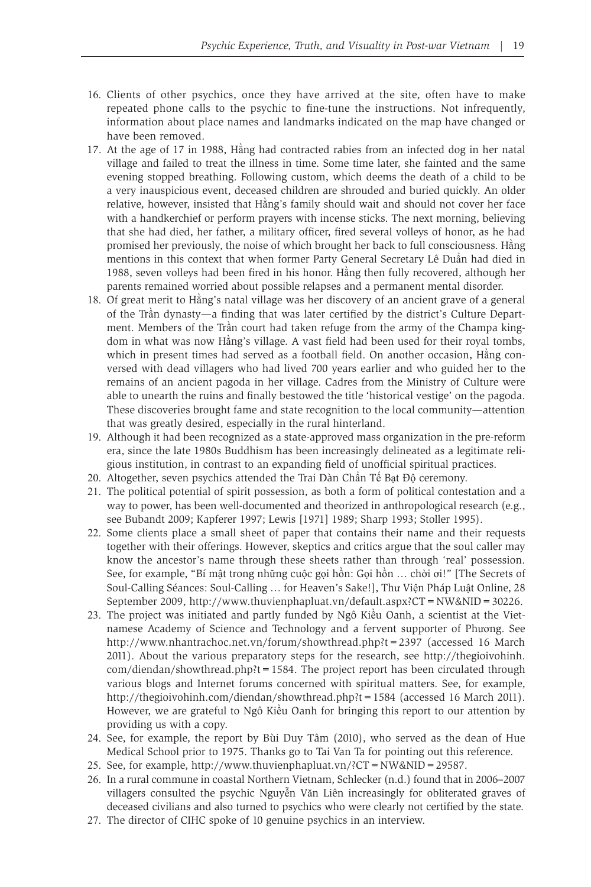16. Clients of other psychics, once they have arrived at the site, often have to make repeated phone calls to the psychic to fine-tune the instructions. Not infrequently, information about place names and landmarks indicated on the map have changed or have been removed.
17. At the age of 17 in 1988, Hằng had contracted rabies from an infected dog in her natal village and failed to treat the illness in time. Some time later, she fainted and the same evening stopped breathing. Following custom, which deems the death of a child to be a very inauspicious event, deceased children are shrouded and buried quickly. An older relative, however, insisted that Hằng's family should wait and should not cover her face with a handkerchief or perform prayers with incense sticks. The next morning, believing that she had died, her father, a military officer, fired several volleys of honor, as he had promised her previously, the noise of which brought her back to full consciousness. Hằng mentions in this context that when former Party General Secretary Lê Duẩn had died in 1988, seven volleys had been fired in his honor. Hằng then fully recovered, although her parents remained worried about possible relapses and a permanent mental disorder.
18. Of great merit to Hằng's natal village was her discovery of an ancient grave of a general of the Trần dynasty—a finding that was later certified by the district's Culture Department. Members of the Trần court had taken refuge from the army of the Champa kingdom in what was now Hằng's village. A vast field had been used for their royal tombs, which in present times had served as a football field. On another occasion, Hằng conversed with dead villagers who had lived 700 years earlier and who guided her to the remains of an ancient pagoda in her village. Cadres from the Ministry of Culture were able to unearth the ruins and finally bestowed the title 'historical vestige' on the pagoda. These discoveries brought fame and state recognition to the local community—attention that was greatly desired, especially in the rural hinterland.
19. Although it had been recognized as a state-approved mass organization in the pre-reform era, since the late 1980s Buddhism has been increasingly delineated as a legitimate religious institution, in contrast to an expanding field of unofficial spiritual practices.
20. Altogether, seven psychics attended the Trai Dàn Chẩn Tế Bạt Độ ceremony.
21. The political potential of spirit possession, as both a form of political contestation and a way to power, has been well-documented and theorized in anthropological research (e.g., see Bubandt 2009; Kapferer 1997; Lewis [1971] 1989; Sharp 1993; Stoller 1995).
22. Some clients place a small sheet of paper that contains their name and their requests together with their offerings. However, skeptics and critics argue that the soul caller may know the ancestor's name through these sheets rather than through 'real' possession. See, for example, "Bí mật trong những cuộc gọi hồn: Gọi hồn … chời ơi!" [The Secrets of Soul-Calling Séances: Soul-Calling … for Heaven's Sake!], Thư Viện Pháp Luật Online, 28 September 2009, http://www.thuvienphapluat.vn/default.aspx?CT = NW&NID = 30226.
23. The project was initiated and partly funded by Ngô Kiều Oanh, a scientist at the Vietnamese Academy of Science and Technology and a fervent supporter of Phương. See http://www.nhantrachoc.net.vn/forum/showthread.php?t = 2397 (accessed 16 March 2011). About the various preparatory steps for the research, see http://thegioivohinh.com/diendan/showthread.php?t = 1584. The project report has been circulated through various blogs and Internet forums concerned with spiritual matters. See, for example, http://thegioivohinh.com/diendan/showthread.php?t = 1584 (accessed 16 March 2011). However, we are grateful to Ngô Kiều Oanh for bringing this report to our attention by providing us with a copy.
24. See, for example, the report by Bùi Duy Tâm (2010), who served as the dean of Hue Medical School prior to 1975. Thanks go to Tai Van Ta for pointing out this reference.
25. See, for example, http://www.thuvienphapluat.vn/?CT = NW&NID = 29587.
26. In a rural commune in coastal Northern Vietnam, Schlecker (n.d.) found that in 2006–2007 villagers consulted the psychic Nguyễn Văn Liên increasingly for obliterated graves of deceased civilians and also turned to psychics who were clearly not certified by the state.
27. The director of CIHC spoke of 10 genuine psychics in an interview.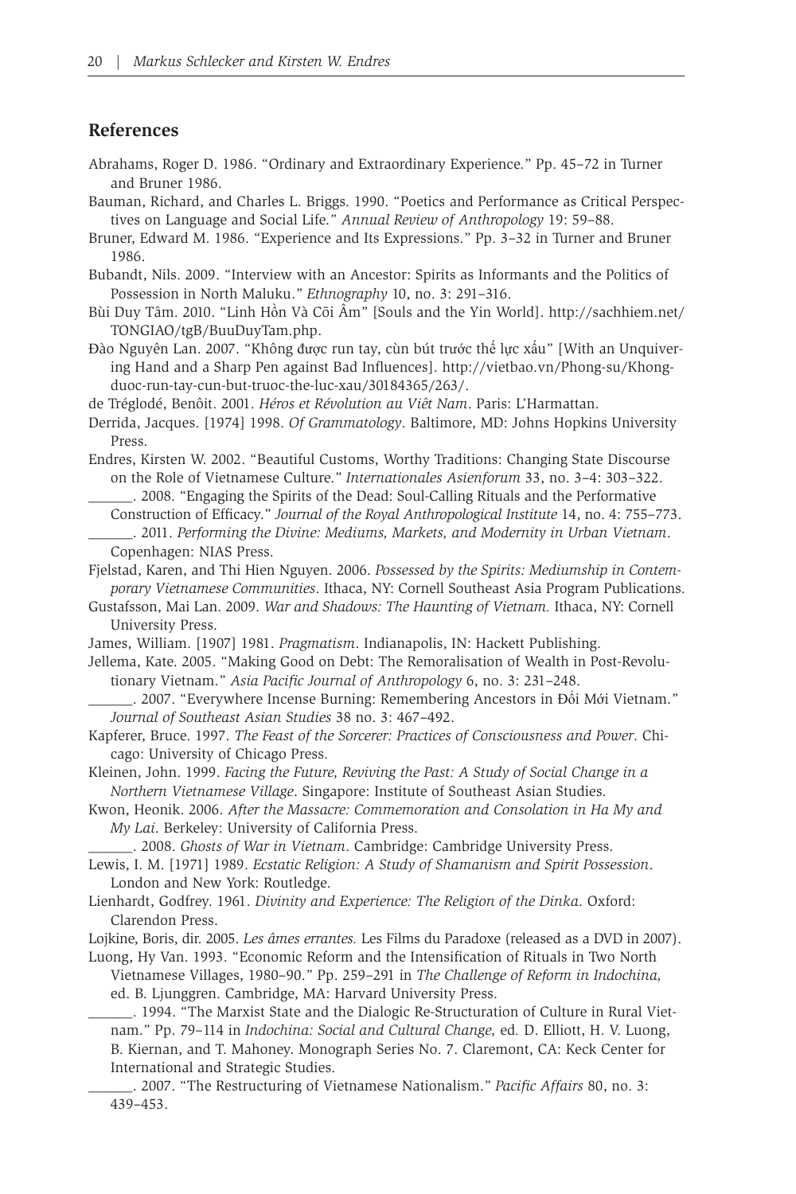## References

Abrahams, Roger D. 1986. "Ordinary and Extraordinary Experience." Pp. 45–72 in Turner and Bruner 1986.

Bauman, Richard, and Charles L. Briggs. 1990. "Poetics and Performance as Critical Perspectives on Language and Social Life." *Annual Review of Anthropology* 19: 59–88.

Bruner, Edward M. 1986. "Experience and Its Expressions." Pp. 3–32 in Turner and Bruner 1986.

Bubandt, Nils. 2009. "Interview with an Ancestor: Spirits as Informants and the Politics of Possession in North Maluku." *Ethnography* 10, no. 3: 291–316.

Bùi Duy Tâm. 2010. "Linh Hồn Và Cõi Âm" [Souls and the Yin World]. http://sachhiem.net/TONGIAO/tgB/BuuDuyTam.php.

Đào Nguyên Lan. 2007. "Không được run tay, cùn bút trước thế lực xấu" [With an Unquivering Hand and a Sharp Pen against Bad Influences]. http://vietbao.vn/Phong-su/Khong-duoc-run-tay-cun-but-truoc-the-luc-xau/30184365/263/.

de Tréglodé, Benôit. 2001. *Héros et Révolution au Viêt Nam*. Paris: L'Harmattan.

Derrida, Jacques. [1974] 1998. *Of Grammatology*. Baltimore, MD: Johns Hopkins University Press.

Endres, Kirsten W. 2002. "Beautiful Customs, Worthy Traditions: Changing State Discourse on the Role of Vietnamese Culture." *Internationales Asienforum* 33, no. 3–4: 303–322.

______. 2008. "Engaging the Spirits of the Dead: Soul-Calling Rituals and the Performative Construction of Efficacy." *Journal of the Royal Anthropological Institute* 14, no. 4: 755–773.

______. 2011. *Performing the Divine: Mediums, Markets, and Modernity in Urban Vietnam*. Copenhagen: NIAS Press.

Fjelstad, Karen, and Thi Hien Nguyen. 2006. *Possessed by the Spirits: Mediumship in Contemporary Vietnamese Communities*. Ithaca, NY: Cornell Southeast Asia Program Publications.

Gustafsson, Mai Lan. 2009. *War and Shadows: The Haunting of Vietnam.* Ithaca, NY: Cornell University Press.

James, William. [1907] 1981. *Pragmatism*. Indianapolis, IN: Hackett Publishing.

Jellema, Kate. 2005. "Making Good on Debt: The Remoralisation of Wealth in Post-Revolutionary Vietnam." *Asia Pacific Journal of Anthropology* 6, no. 3: 231–248.

______. 2007. "Everywhere Incense Burning: Remembering Ancestors in Đổi Mới Vietnam." *Journal of Southeast Asian Studies* 38 no. 3: 467–492.

Kapferer, Bruce. 1997. *The Feast of the Sorcerer: Practices of Consciousness and Power*. Chicago: University of Chicago Press.

Kleinen, John. 1999. *Facing the Future, Reviving the Past: A Study of Social Change in a Northern Vietnamese Village*. Singapore: Institute of Southeast Asian Studies.

Kwon, Heonik. 2006. *After the Massacre: Commemoration and Consolation in Ha My and My Lai*. Berkeley: University of California Press.

______. 2008. *Ghosts of War in Vietnam*. Cambridge: Cambridge University Press.

Lewis, I. M. [1971] 1989. *Ecstatic Religion: A Study of Shamanism and Spirit Possession*. London and New York: Routledge.

Lienhardt, Godfrey. 1961. *Divinity and Experience: The Religion of the Dinka*. Oxford: Clarendon Press.

Lojkine, Boris, dir. 2005. *Les âmes errantes.* Les Films du Paradoxe (released as a DVD in 2007).

Luong, Hy Van. 1993. "Economic Reform and the Intensification of Rituals in Two North Vietnamese Villages, 1980–90." Pp. 259–291 in *The Challenge of Reform in Indochina,* ed. B. Ljunggren. Cambridge, MA: Harvard University Press.

______. 1994. "The Marxist State and the Dialogic Re-Structuration of Culture in Rural Vietnam." Pp. 79–114 in *Indochina: Social and Cultural Change,* ed. D. Elliott, H. V. Luong, B. Kiernan, and T. Mahoney. Monograph Series No. 7. Claremont, CA: Keck Center for International and Strategic Studies.

______. 2007. "The Restructuring of Vietnamese Nationalism." *Pacific Affairs* 80, no. 3: 439–453.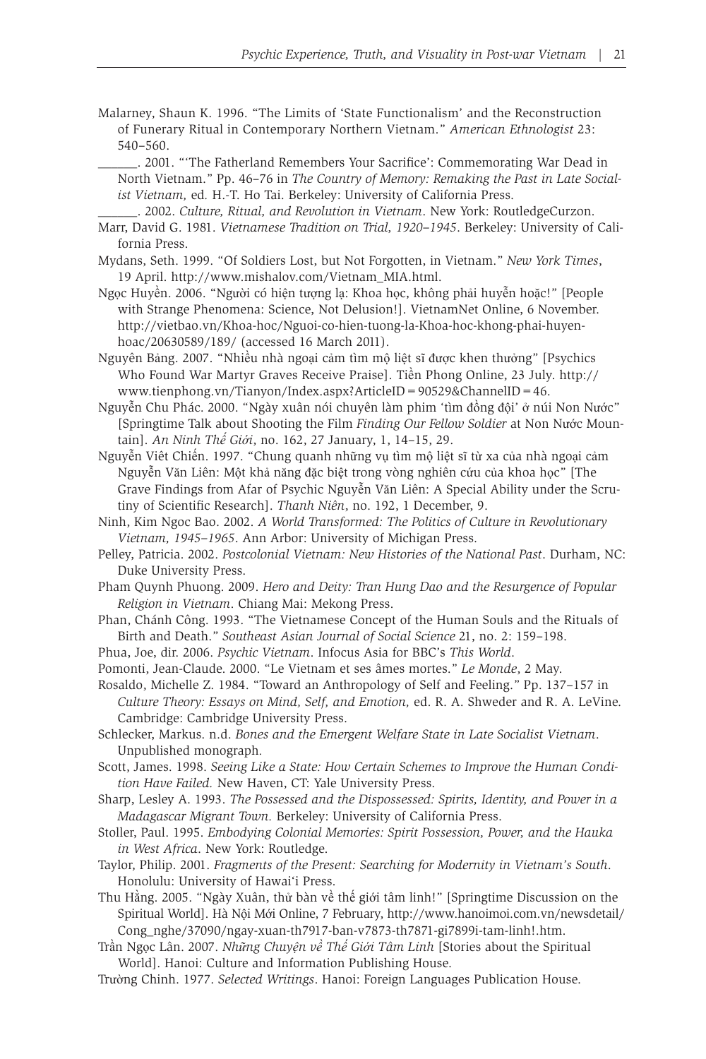Malarney, Shaun K. 1996. "The Limits of 'State Functionalism' and the Reconstruction of Funerary Ritual in Contemporary Northern Vietnam." *American Ethnologist* 23: 540–560.

______. 2001. "'The Fatherland Remembers Your Sacrifice': Commemorating War Dead in North Vietnam." Pp. 46–76 in *The Country of Memory: Remaking the Past in Late Socialist Vietnam,* ed. H.-T. Ho Tai. Berkeley: University of California Press.

______. 2002. *Culture, Ritual, and Revolution in Vietnam*. New York: RoutledgeCurzon.

Marr, David G. 1981. *Vietnamese Tradition on Trial, 1920–1945*. Berkeley: University of California Press.

Mydans, Seth. 1999. "Of Soldiers Lost, but Not Forgotten, in Vietnam." *New York Times*, 19 April. http://www.mishalov.com/Vietnam_MIA.html.

Ngọc Huyền. 2006. "Người có hiện tượng lạ: Khoa học, không phải huyễn hoặc!" [People with Strange Phenomena: Science, Not Delusion!]. VietnamNet Online, 6 November. http://vietbao.vn/Khoa-hoc/Nguoi-co-hien-tuong-la-Khoa-hoc-khong-phai-huyen-hoac/20630589/189/ (accessed 16 March 2011).

Nguyên Bảng. 2007. "Nhiều nhà ngoại cảm tìm mộ liệt sĩ được khen thưởng" [Psychics Who Found War Martyr Graves Receive Praise]. Tiền Phong Online, 23 July. http://www.tienphong.vn/Tianyon/Index.aspx?ArticleID = 90529&ChannelID = 46.

Nguyễn Chu Phác. 2000. "Ngày xuân nói chuyện làm phim 'tìm đồng đội' ở núi Non Nước" [Springtime Talk about Shooting the Film *Finding Our Fellow Soldier* at Non Nước Mountain]. *An Ninh Thế Giới*, no. 162, 27 January, 1, 14–15, 29.

Nguyễn Viết Chiến. 1997. "Chung quanh những vụ tìm mộ liệt sĩ từ xa của nhà ngoại cảm Nguyễn Văn Liên: Một khả năng đặc biệt trong vòng nghiên cứu của khoa học" [The Grave Findings from Afar of Psychic Nguyễn Văn Liên: A Special Ability under the Scrutiny of Scientific Research]. *Thanh Niên*, no. 192, 1 December, 9.

Ninh, Kim Ngoc Bao. 2002. *A World Transformed: The Politics of Culture in Revolutionary Vietnam, 1945–1965*. Ann Arbor: University of Michigan Press.

Pelley, Patricia. 2002. *Postcolonial Vietnam: New Histories of the National Past*. Durham, NC: Duke University Press.

Pham Quynh Phuong. 2009. *Hero and Deity: Tran Hung Dao and the Resurgence of Popular Religion in Vietnam*. Chiang Mai: Mekong Press.

Phan, Chánh Công. 1993. "The Vietnamese Concept of the Human Souls and the Rituals of Birth and Death." *Southeast Asian Journal of Social Science* 21, no. 2: 159–198.

Phua, Joe, dir. 2006. *Psychic Vietnam*. Infocus Asia for BBC's *This World*.

Pomonti, Jean-Claude. 2000. "Le Vietnam et ses âmes mortes." *Le Monde*, 2 May.

Rosaldo, Michelle Z. 1984. "Toward an Anthropology of Self and Feeling." Pp. 137–157 in *Culture Theory: Essays on Mind, Self, and Emotion,* ed. R. A. Shweder and R. A. LeVine. Cambridge: Cambridge University Press.

Schlecker, Markus. n.d. *Bones and the Emergent Welfare State in Late Socialist Vietnam*. Unpublished monograph.

Scott, James. 1998. *Seeing Like a State: How Certain Schemes to Improve the Human Condition Have Failed.* New Haven, CT: Yale University Press.

Sharp, Lesley A. 1993. *The Possessed and the Dispossessed: Spirits, Identity, and Power in a Madagascar Migrant Town.* Berkeley: University of California Press.

Stoller, Paul. 1995. *Embodying Colonial Memories: Spirit Possession, Power, and the Hauka in West Africa*. New York: Routledge.

Taylor, Philip. 2001. *Fragments of the Present: Searching for Modernity in Vietnam's South*. Honolulu: University of Hawai'i Press.

Thu Hằng. 2005. "Ngày Xuân, thử bàn về thế giới tâm linh!" [Springtime Discussion on the Spiritual World]. Hà Nội Mới Online, 7 February, http://www.hanoimoi.com.vn/newsdetail/Cong_nghe/37090/ngay-xuan-th7917-ban-v7873-th7871-gi7899i-tam-linh!.htm.

Trần Ngọc Lân. 2007. *Những Chuyện về Thế Giới Tâm Linh* [Stories about the Spiritual World]. Hanoi: Culture and Information Publishing House.

Trường Chinh. 1977. *Selected Writings*. Hanoi: Foreign Languages Publication House.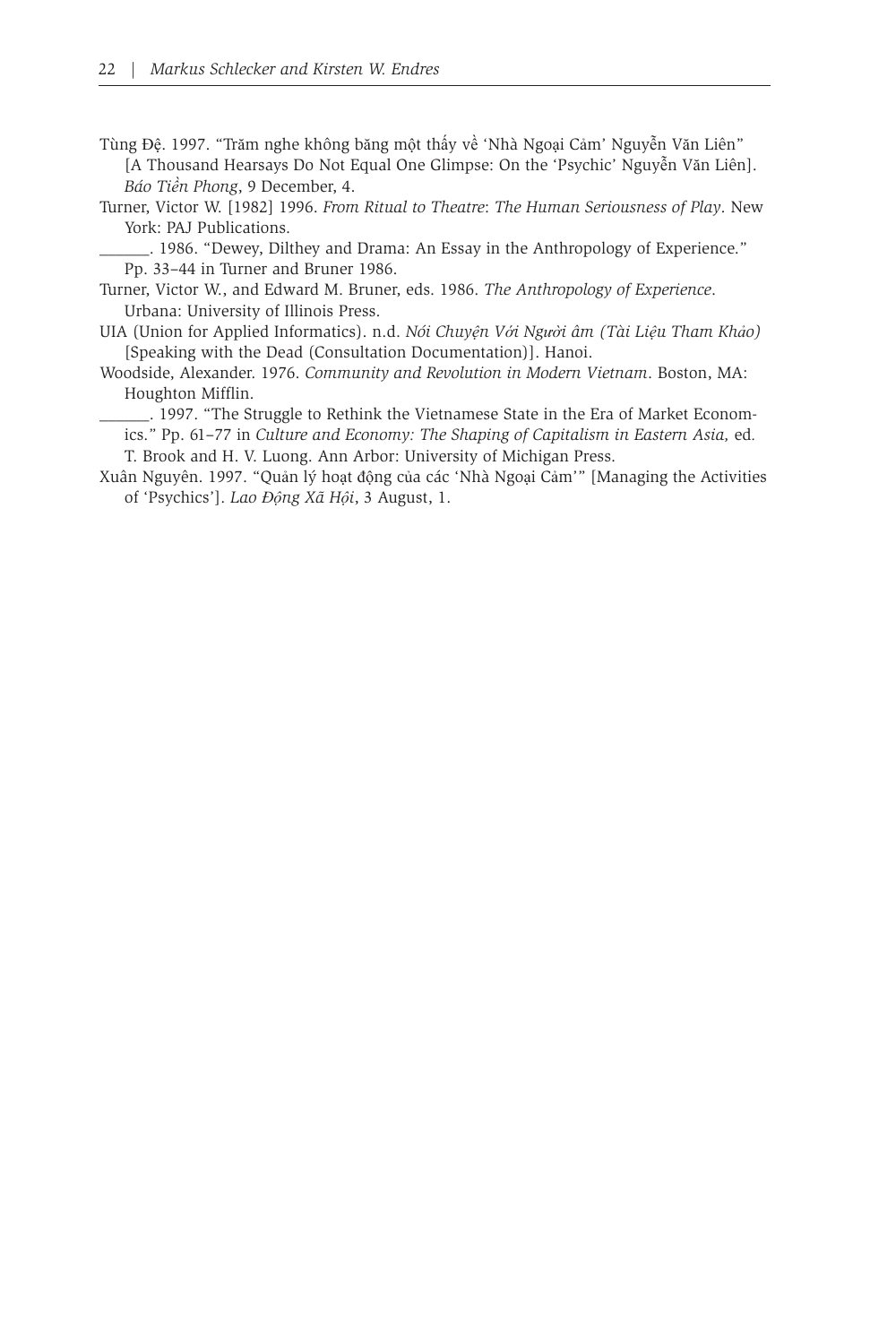Tùng Độ. 1997. “Trăm nghe không băng một thấy về ‘Nhà Ngoại Cảm’ Nguyễn Văn Liên” [A Thousand Hearsays Do Not Equal One Glimpse: On the ‘Psychic’ Nguyễn Văn Liên]. *Báo Tiền Phong*, 9 December, 4.

Turner, Victor W. [1982] 1996. *From Ritual to Theatre*: *The Human Seriousness of Play*. New York: PAJ Publications.

______. 1986. “Dewey, Dilthey and Drama: An Essay in the Anthropology of Experience.” Pp. 33–44 in Turner and Bruner 1986.

Turner, Victor W., and Edward M. Bruner, eds. 1986. *The Anthropology of Experience*. Urbana: University of Illinois Press.

UIA (Union for Applied Informatics). n.d. *Nói Chuyện Với Người âm (Tài Liệu Tham Khảo)* [Speaking with the Dead (Consultation Documentation)]. Hanoi.

Woodside, Alexander. 1976. *Community and Revolution in Modern Vietnam*. Boston, MA: Houghton Mifflin.

______. 1997. “The Struggle to Rethink the Vietnamese State in the Era of Market Economics.” Pp. 61–77 in *Culture and Economy: The Shaping of Capitalism in Eastern Asia,* ed. T. Brook and H. V. Luong. Ann Arbor: University of Michigan Press.

Xuân Nguyên. 1997. “Quản lý hoạt động của các ‘Nhà Ngoại Cảm’” [Managing the Activities of ‘Psychics’]. *Lao Động Xã Hội*, 3 August, 1.